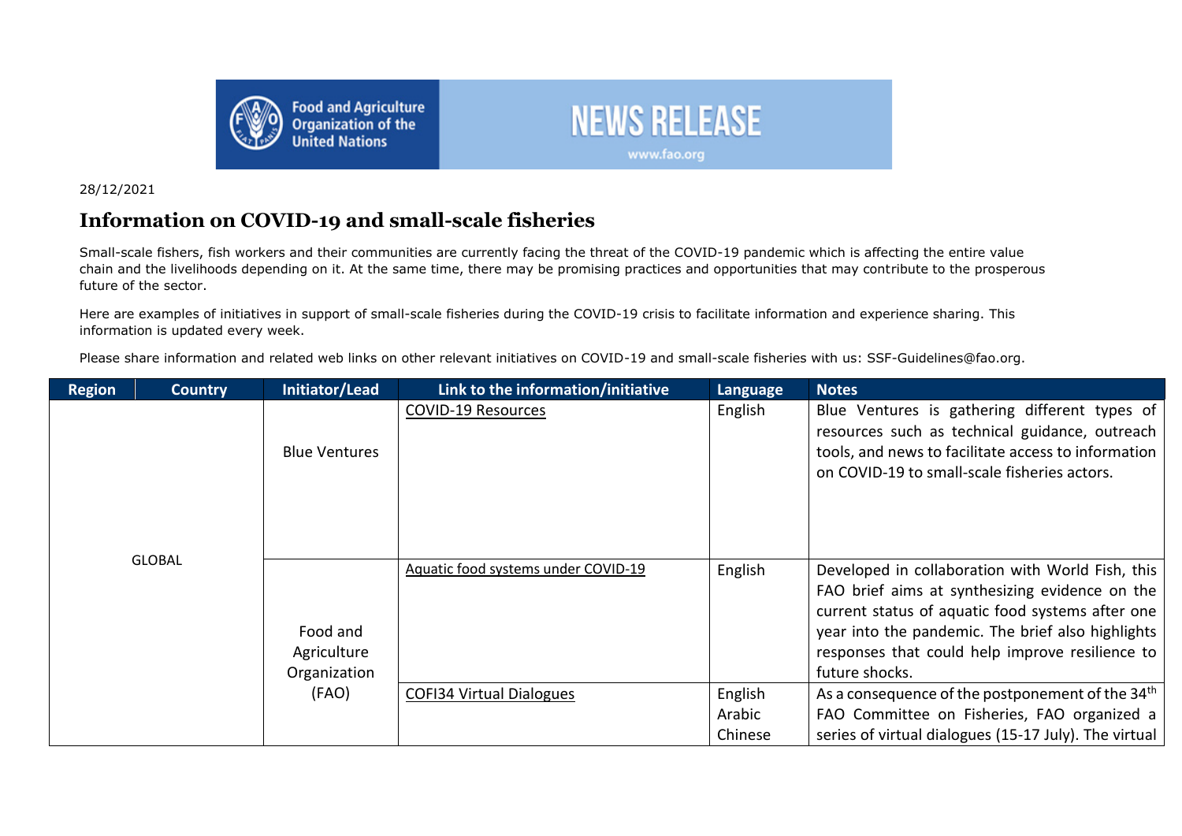FAO — Food and Agriculture Organization of the United Nations

NEWS RELEASE
www.fao.org

28/12/2021

# Information on COVID-19 and small-scale fisheries

Small-scale fishers, fish workers and their communities are currently facing the threat of the COVID-19 pandemic which is affecting the entire value chain and the livelihoods depending on it. At the same time, there may be promising practices and opportunities that may contribute to the prosperous future of the sector.

Here are examples of initiatives in support of small-scale fisheries during the COVID-19 crisis to facilitate information and experience sharing. This information is updated every week.

Please share information and related web links on other relevant initiatives on COVID-19 and small-scale fisheries with us: SSF-Guidelines@fao.org.

| Region | Country | Initiator/Lead | Link to the information/initiative | Language | Notes |
|---|---|---|---|---|---|
| GLOBAL | | Blue Ventures | COVID-19 Resources | English | Blue Ventures is gathering different types of resources such as technical guidance, outreach tools, and news to facilitate access to information on COVID-19 to small-scale fisheries actors. |
| | | Food and Agriculture Organization (FAO) | Aquatic food systems under COVID-19 | English | Developed in collaboration with World Fish, this FAO brief aims at synthesizing evidence on the current status of aquatic food systems after one year into the pandemic. The brief also highlights responses that could help improve resilience to future shocks. |
| | | | COFI34 Virtual Dialogues | English<br>Arabic<br>Chinese | As a consequence of the postponement of the 34th FAO Committee on Fisheries, FAO organized a series of virtual dialogues (15-17 July). The virtual |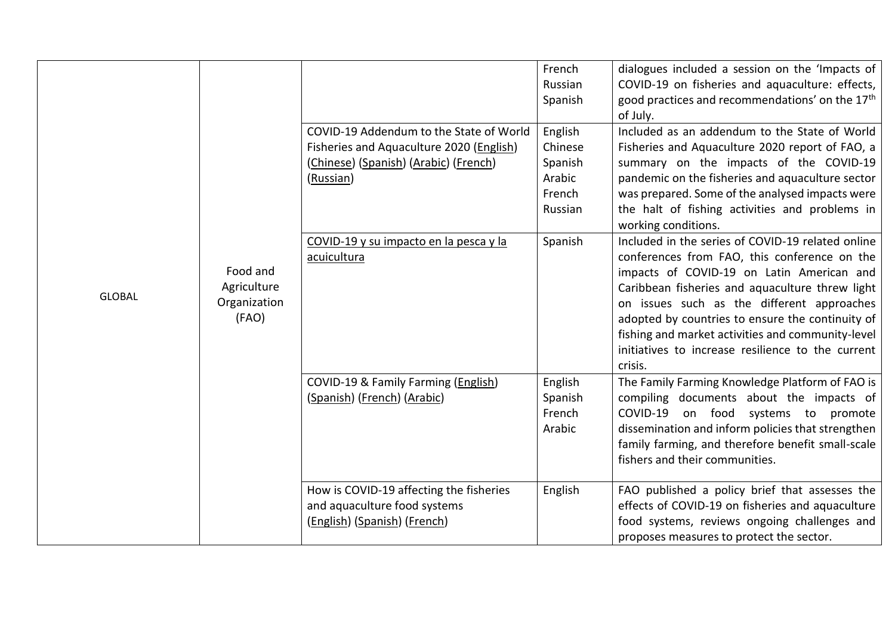| | | | | |
|---|---|---|---|---|
| GLOBAL | Food and Agriculture Organization (FAO) | | French<br>Russian<br>Spanish | dialogues included a session on the 'Impacts of COVID-19 on fisheries and aquaculture: effects, good practices and recommendations' on the 17th of July. |
| | | COVID-19 Addendum to the State of World Fisheries and Aquaculture 2020 (English) (Chinese) (Spanish) (Arabic) (French) (Russian) | English<br>Chinese<br>Spanish<br>Arabic<br>French<br>Russian | Included as an addendum to the State of World Fisheries and Aquaculture 2020 report of FAO, a summary on the impacts of the COVID-19 pandemic on the fisheries and aquaculture sector was prepared. Some of the analysed impacts were the halt of fishing activities and problems in working conditions. |
| | | COVID-19 y su impacto en la pesca y la acuicultura | Spanish | Included in the series of COVID-19 related online conferences from FAO, this conference on the impacts of COVID-19 on Latin American and Caribbean fisheries and aquaculture threw light on issues such as the different approaches adopted by countries to ensure the continuity of fishing and market activities and community-level initiatives to increase resilience to the current crisis. |
| | | COVID-19 & Family Farming (English) (Spanish) (French) (Arabic) | English<br>Spanish<br>French<br>Arabic | The Family Farming Knowledge Platform of FAO is compiling documents about the impacts of COVID-19 on food systems to promote dissemination and inform policies that strengthen family farming, and therefore benefit small-scale fishers and their communities. |
| | | How is COVID-19 affecting the fisheries and aquaculture food systems (English) (Spanish) (French) | English | FAO published a policy brief that assesses the effects of COVID-19 on fisheries and aquaculture food systems, reviews ongoing challenges and proposes measures to protect the sector. |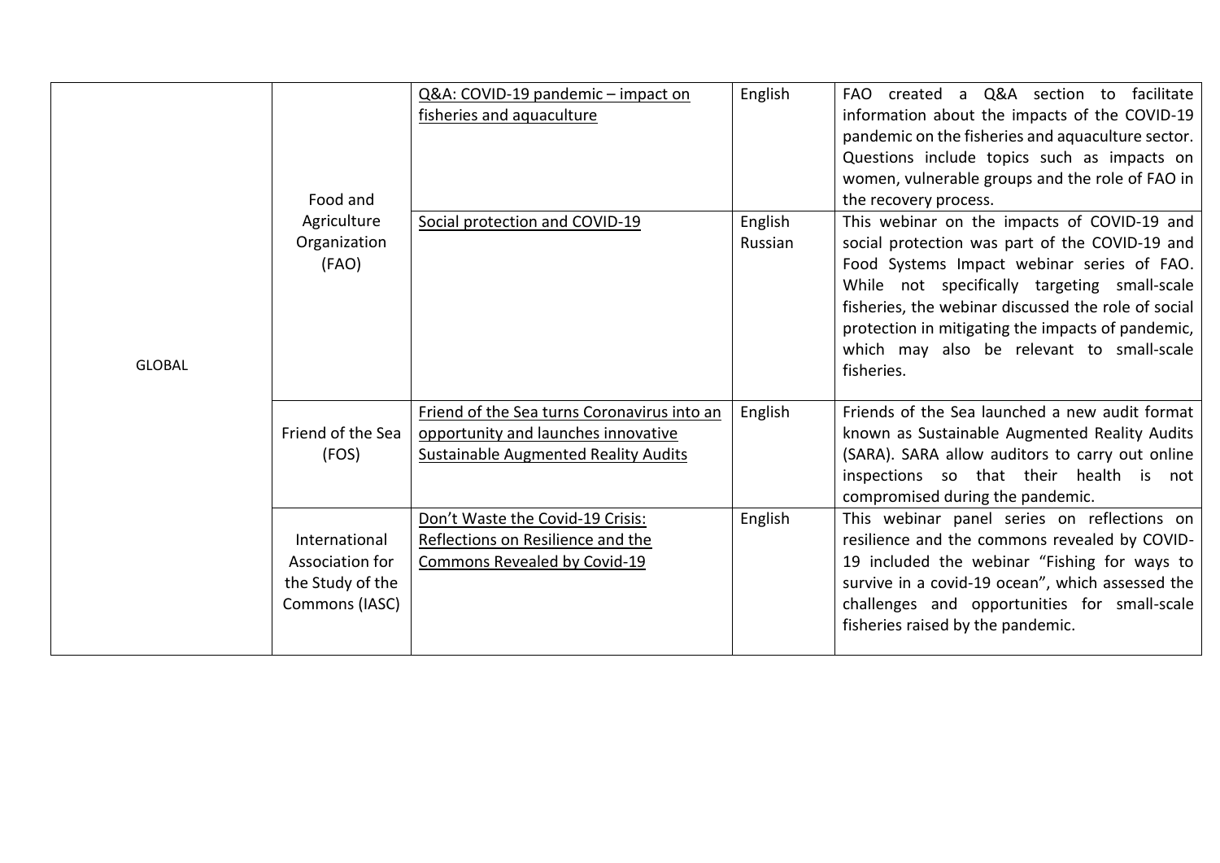| | | | | |
|---|---|---|---|---|
| GLOBAL | Food and Agriculture Organization (FAO) | Q&A: COVID-19 pandemic – impact on fisheries and aquaculture | English | FAO created a Q&A section to facilitate information about the impacts of the COVID-19 pandemic on the fisheries and aquaculture sector. Questions include topics such as impacts on women, vulnerable groups and the role of FAO in the recovery process. |
| | | Social protection and COVID-19 | English Russian | This webinar on the impacts of COVID-19 and social protection was part of the COVID-19 and Food Systems Impact webinar series of FAO. While not specifically targeting small-scale fisheries, the webinar discussed the role of social protection in mitigating the impacts of pandemic, which may also be relevant to small-scale fisheries. |
| | Friend of the Sea (FOS) | Friend of the Sea turns Coronavirus into an opportunity and launches innovative Sustainable Augmented Reality Audits | English | Friends of the Sea launched a new audit format known as Sustainable Augmented Reality Audits (SARA). SARA allow auditors to carry out online inspections so that their health is not compromised during the pandemic. |
| | International Association for the Study of the Commons (IASC) | Don't Waste the Covid-19 Crisis: Reflections on Resilience and the Commons Revealed by Covid-19 | English | This webinar panel series on reflections on resilience and the commons revealed by COVID-19 included the webinar "Fishing for ways to survive in a covid-19 ocean", which assessed the challenges and opportunities for small-scale fisheries raised by the pandemic. |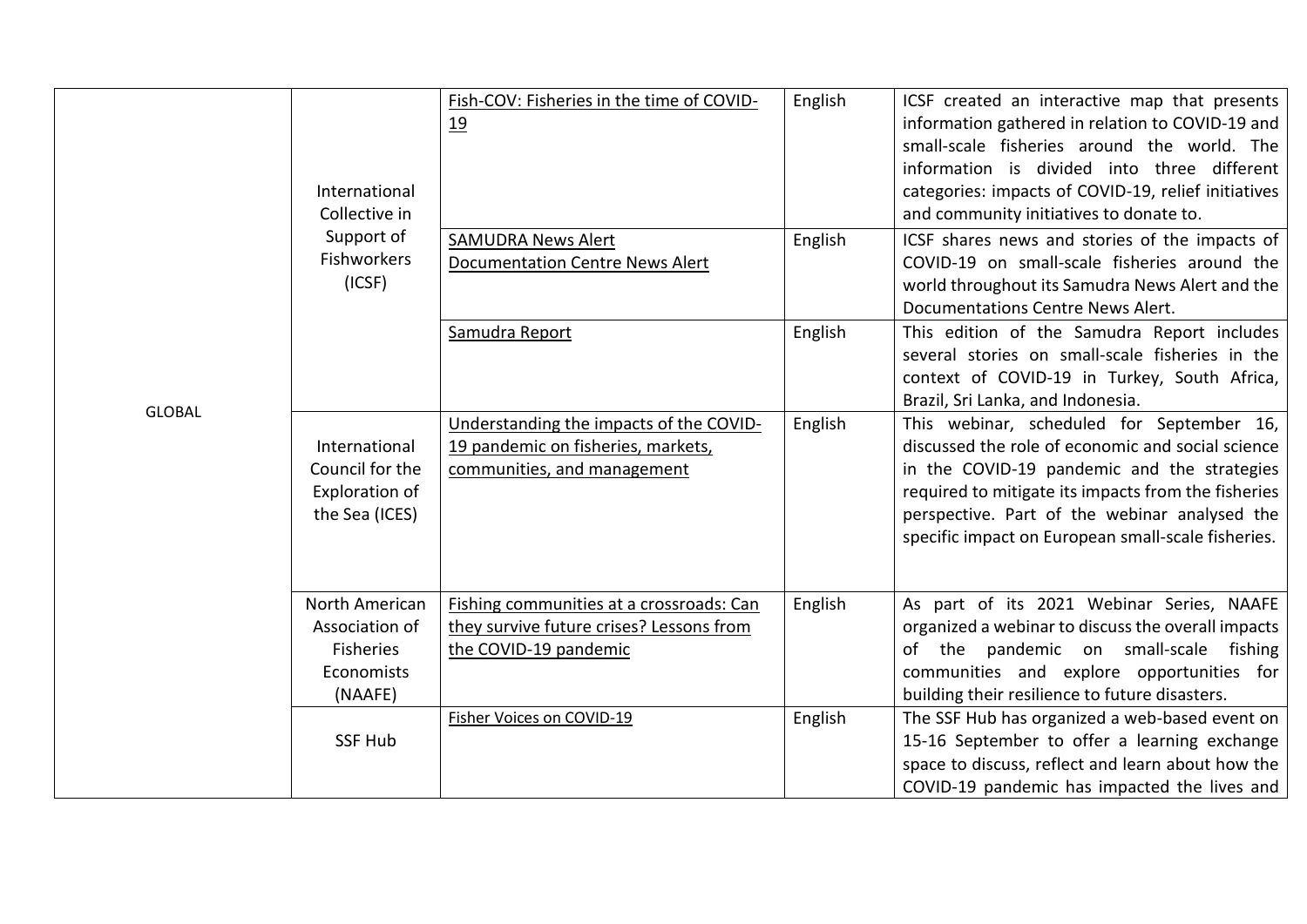| | | | | |
|---|---|---|---|---|
| GLOBAL | International Collective in Support of Fishworkers (ICSF) | Fish-COV: Fisheries in the time of COVID-19 | English | ICSF created an interactive map that presents information gathered in relation to COVID-19 and small-scale fisheries around the world. The information is divided into three different categories: impacts of COVID-19, relief initiatives and community initiatives to donate to. |
| | | SAMUDRA News Alert<br>Documentation Centre News Alert | English | ICSF shares news and stories of the impacts of COVID-19 on small-scale fisheries around the world throughout its Samudra News Alert and the Documentations Centre News Alert. |
| | | Samudra Report | English | This edition of the Samudra Report includes several stories on small-scale fisheries in the context of COVID-19 in Turkey, South Africa, Brazil, Sri Lanka, and Indonesia. |
| | International Council for the Exploration of the Sea (ICES) | Understanding the impacts of the COVID-19 pandemic on fisheries, markets, communities, and management | English | This webinar, scheduled for September 16, discussed the role of economic and social science in the COVID-19 pandemic and the strategies required to mitigate its impacts from the fisheries perspective. Part of the webinar analysed the specific impact on European small-scale fisheries. |
| | North American Association of Fisheries Economists (NAAFE) | Fishing communities at a crossroads: Can they survive future crises? Lessons from the COVID-19 pandemic | English | As part of its 2021 Webinar Series, NAAFE organized a webinar to discuss the overall impacts of the pandemic on small-scale fishing communities and explore opportunities for building their resilience to future disasters. |
| | SSF Hub | Fisher Voices on COVID-19 | English | The SSF Hub has organized a web-based event on 15-16 September to offer a learning exchange space to discuss, reflect and learn about how the COVID-19 pandemic has impacted the lives and |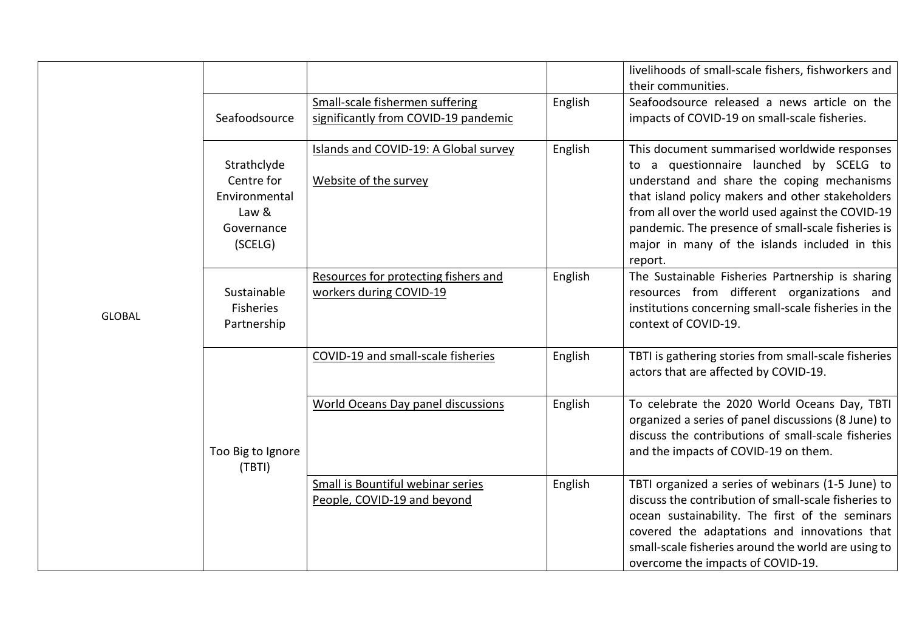|  |  |  |  | livelihoods of small-scale fishers, fishworkers and their communities. |
|---|---|---|---|---|
| GLOBAL | Seafoodsource | Small-scale fishermen suffering significantly from COVID-19 pandemic | English | Seafoodsource released a news article on the impacts of COVID-19 on small-scale fisheries. |
|  | Strathclyde Centre for Environmental Law & Governance (SCELG) | Islands and COVID-19: A Global survey<br><br>Website of the survey | English | This document summarised worldwide responses to a questionnaire launched by SCELG to understand and share the coping mechanisms that island policy makers and other stakeholders from all over the world used against the COVID-19 pandemic. The presence of small-scale fisheries is major in many of the islands included in this report. |
|  | Sustainable Fisheries Partnership | Resources for protecting fishers and workers during COVID-19 | English | The Sustainable Fisheries Partnership is sharing resources from different organizations and institutions concerning small-scale fisheries in the context of COVID-19. |
|  | Too Big to Ignore (TBTI) | COVID-19 and small-scale fisheries | English | TBTI is gathering stories from small-scale fisheries actors that are affected by COVID-19. |
|  |  | World Oceans Day panel discussions | English | To celebrate the 2020 World Oceans Day, TBTI organized a series of panel discussions (8 June) to discuss the contributions of small-scale fisheries and the impacts of COVID-19 on them. |
|  |  | Small is Bountiful webinar series People, COVID-19 and beyond | English | TBTI organized a series of webinars (1-5 June) to discuss the contribution of small-scale fisheries to ocean sustainability. The first of the seminars covered the adaptations and innovations that small-scale fisheries around the world are using to overcome the impacts of COVID-19. |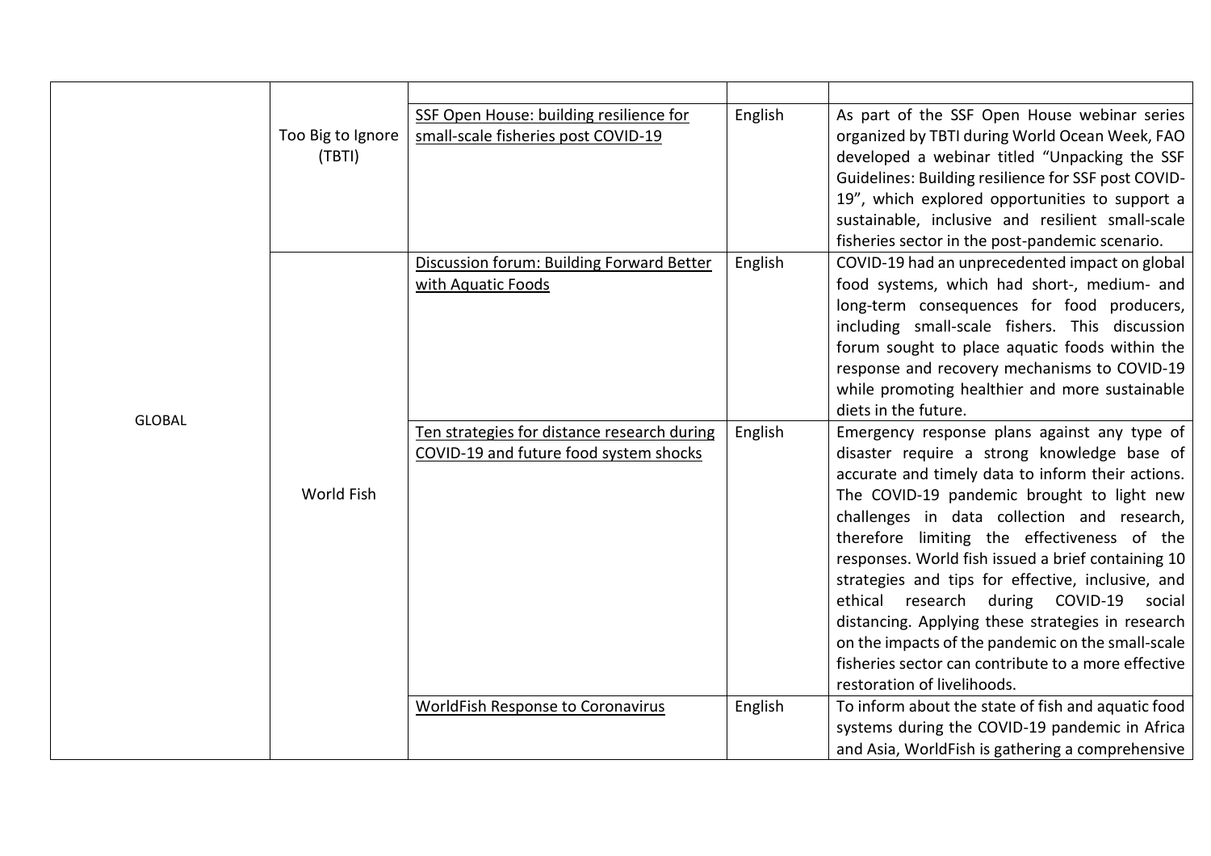| | | | | |
|---|---|---|---|---|
| GLOBAL | Too Big to Ignore (TBTI) | SSF Open House: building resilience for small-scale fisheries post COVID-19 | English | As part of the SSF Open House webinar series organized by TBTI during World Ocean Week, FAO developed a webinar titled "Unpacking the SSF Guidelines: Building resilience for SSF post COVID-19", which explored opportunities to support a sustainable, inclusive and resilient small-scale fisheries sector in the post-pandemic scenario. |
| | World Fish | Discussion forum: Building Forward Better with Aquatic Foods | English | COVID-19 had an unprecedented impact on global food systems, which had short-, medium- and long-term consequences for food producers, including small-scale fishers. This discussion forum sought to place aquatic foods within the response and recovery mechanisms to COVID-19 while promoting healthier and more sustainable diets in the future. |
| | | Ten strategies for distance research during COVID-19 and future food system shocks | English | Emergency response plans against any type of disaster require a strong knowledge base of accurate and timely data to inform their actions. The COVID-19 pandemic brought to light new challenges in data collection and research, therefore limiting the effectiveness of the responses. World fish issued a brief containing 10 strategies and tips for effective, inclusive, and ethical research during COVID-19 social distancing. Applying these strategies in research on the impacts of the pandemic on the small-scale fisheries sector can contribute to a more effective restoration of livelihoods. |
| | | WorldFish Response to Coronavirus | English | To inform about the state of fish and aquatic food systems during the COVID-19 pandemic in Africa and Asia, WorldFish is gathering a comprehensive |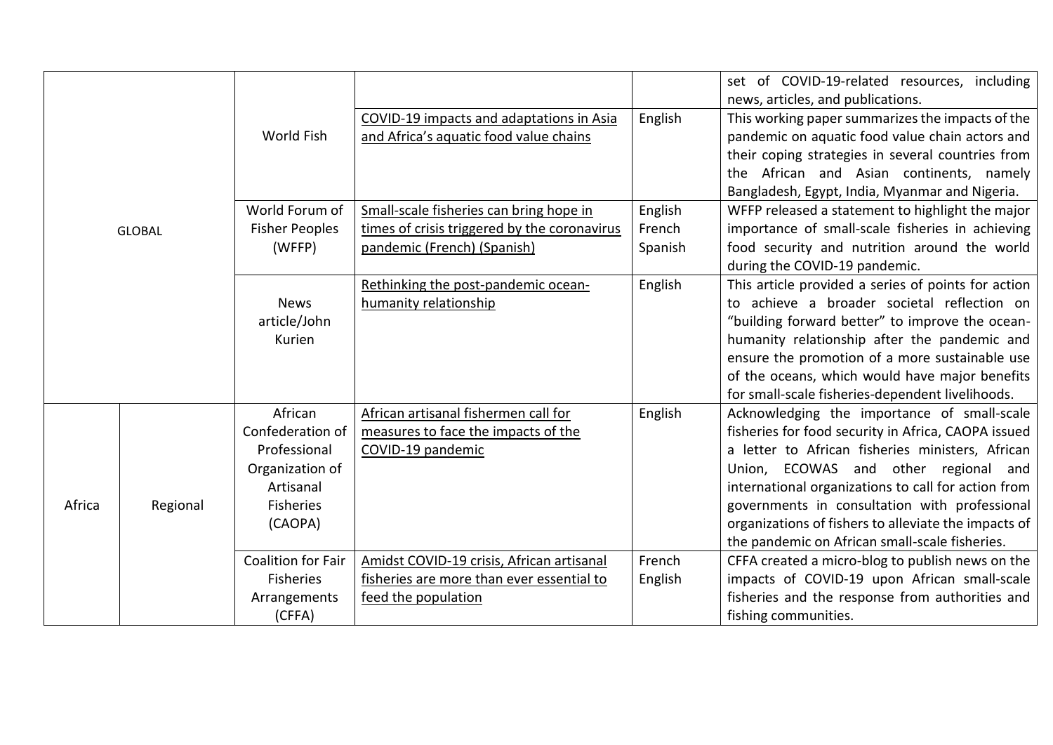| | | | | | |
|---|---|---|---|---|---|
| GLOBAL | | | | | set of COVID-19-related resources, including news, articles, and publications. |
| | | World Fish | COVID-19 impacts and adaptations in Asia and Africa's aquatic food value chains | English | This working paper summarizes the impacts of the pandemic on aquatic food value chain actors and their coping strategies in several countries from the African and Asian continents, namely Bangladesh, Egypt, India, Myanmar and Nigeria. |
| | | World Forum of Fisher Peoples (WFFP) | Small-scale fisheries can bring hope in times of crisis triggered by the coronavirus pandemic (French) (Spanish) | English French Spanish | WFFP released a statement to highlight the major importance of small-scale fisheries in achieving food security and nutrition around the world during the COVID-19 pandemic. |
| | | News article/John Kurien | Rethinking the post-pandemic ocean-humanity relationship | English | This article provided a series of points for action to achieve a broader societal reflection on "building forward better" to improve the ocean-humanity relationship after the pandemic and ensure the promotion of a more sustainable use of the oceans, which would have major benefits for small-scale fisheries-dependent livelihoods. |
| Africa | Regional | African Confederation of Professional Organization of Artisanal Fisheries (CAOPA) | African artisanal fishermen call for measures to face the impacts of the COVID-19 pandemic | English | Acknowledging the importance of small-scale fisheries for food security in Africa, CAOPA issued a letter to African fisheries ministers, African Union, ECOWAS and other regional and international organizations to call for action from governments in consultation with professional organizations of fishers to alleviate the impacts of the pandemic on African small-scale fisheries. |
| | | Coalition for Fair Fisheries Arrangements (CFFA) | Amidst COVID-19 crisis, African artisanal fisheries are more than ever essential to feed the population | French English | CFFA created a micro-blog to publish news on the impacts of COVID-19 upon African small-scale fisheries and the response from authorities and fishing communities. |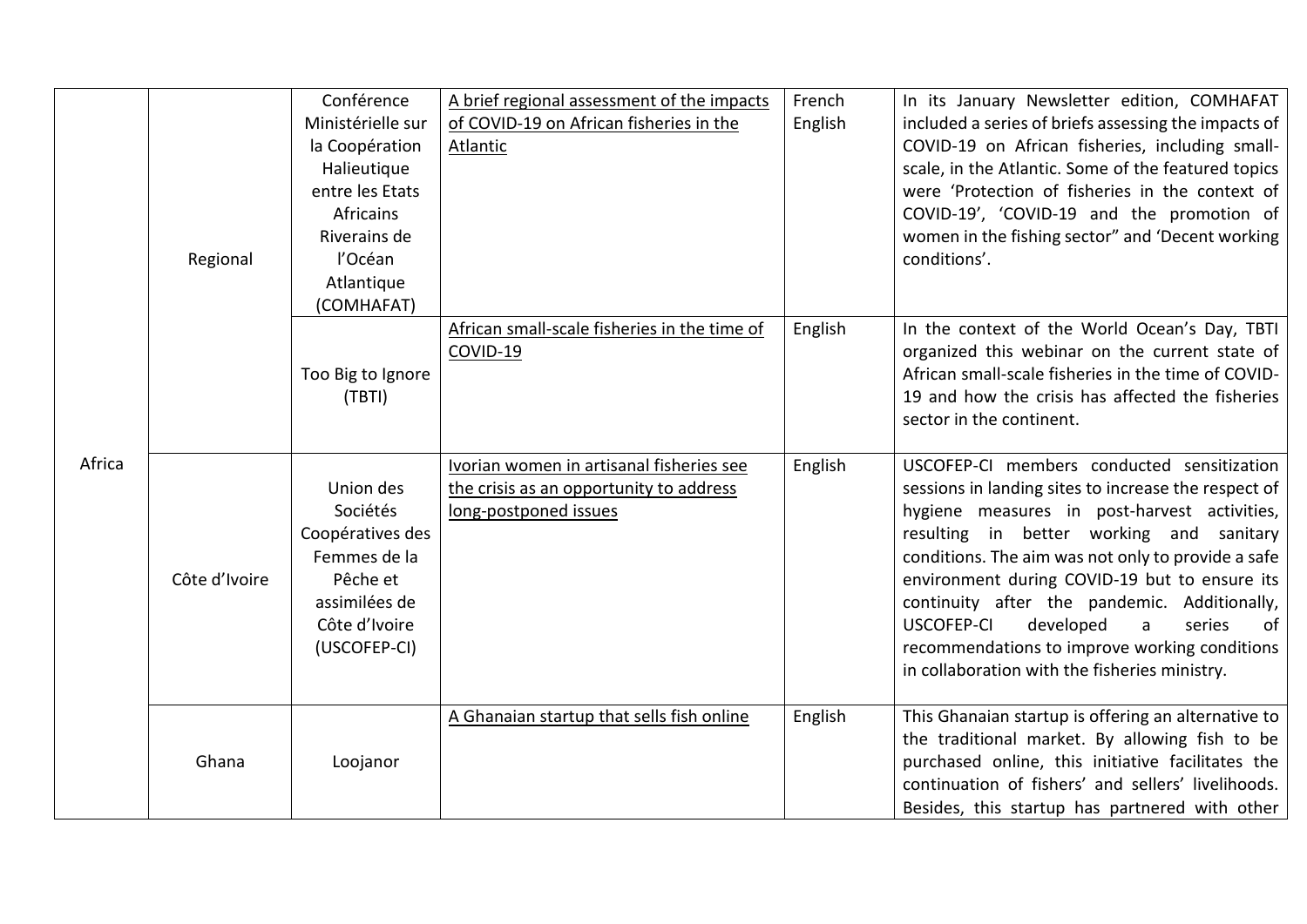| Africa | Regional | Conférence Ministérielle sur la Coopération Halieutique entre les Etats Africains Riverains de l'Océan Atlantique (COMHAFAT) | A brief regional assessment of the impacts of COVID-19 on African fisheries in the Atlantic | French English | In its January Newsletter edition, COMHAFAT included a series of briefs assessing the impacts of COVID-19 on African fisheries, including small-scale, in the Atlantic. Some of the featured topics were 'Protection of fisheries in the context of COVID-19', 'COVID-19 and the promotion of women in the fishing sector" and 'Decent working conditions'. |
|---|---|---|---|---|---|
| | | Too Big to Ignore (TBTI) | African small-scale fisheries in the time of COVID-19 | English | In the context of the World Ocean's Day, TBTI organized this webinar on the current state of African small-scale fisheries in the time of COVID-19 and how the crisis has affected the fisheries sector in the continent. |
| | Côte d'Ivoire | Union des Sociétés Coopératives des Femmes de la Pêche et assimilées de Côte d'Ivoire (USCOFEP-CI) | Ivorian women in artisanal fisheries see the crisis as an opportunity to address long-postponed issues | English | USCOFEP-CI members conducted sensitization sessions in landing sites to increase the respect of hygiene measures in post-harvest activities, resulting in better working and sanitary conditions. The aim was not only to provide a safe environment during COVID-19 but to ensure its continuity after the pandemic. Additionally, USCOFEP-CI developed a series of recommendations to improve working conditions in collaboration with the fisheries ministry. |
| | Ghana | Loojanor | A Ghanaian startup that sells fish online | English | This Ghanaian startup is offering an alternative to the traditional market. By allowing fish to be purchased online, this initiative facilitates the continuation of fishers' and sellers' livelihoods. Besides, this startup has partnered with other |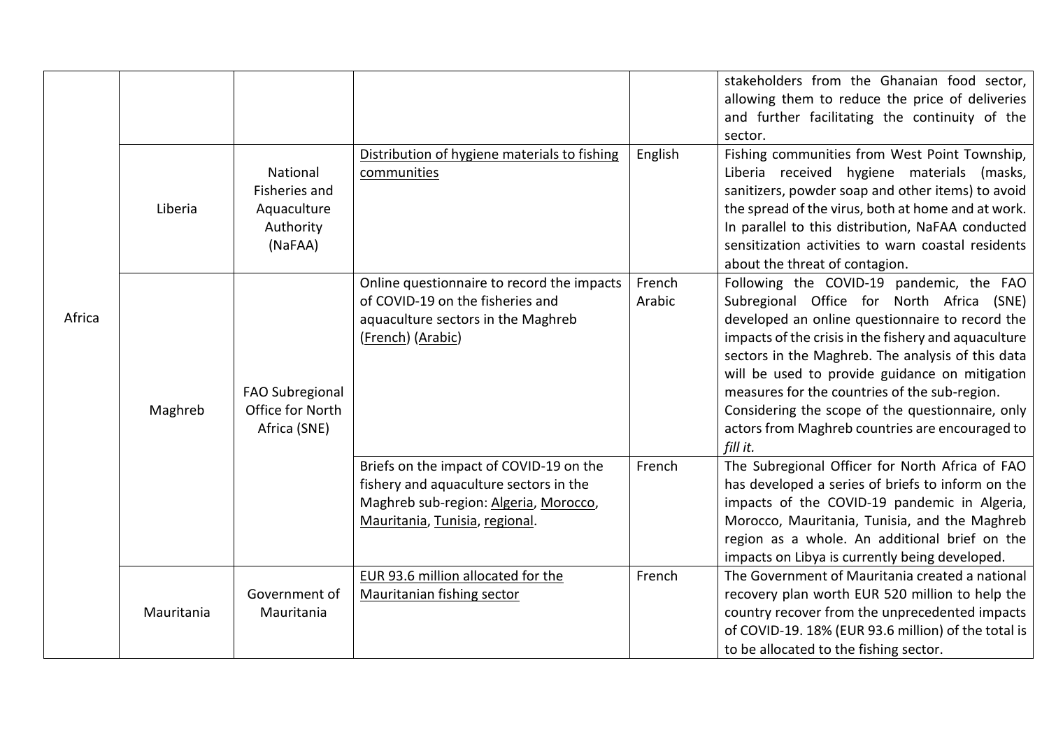| | | | | | |
|---|---|---|---|---|---|
| Africa | | | | | stakeholders from the Ghanaian food sector, allowing them to reduce the price of deliveries and further facilitating the continuity of the sector. |
| | Liberia | National Fisheries and Aquaculture Authority (NaFAA) | Distribution of hygiene materials to fishing communities | English | Fishing communities from West Point Township, Liberia received hygiene materials (masks, sanitizers, powder soap and other items) to avoid the spread of the virus, both at home and at work. In parallel to this distribution, NaFAA conducted sensitization activities to warn coastal residents about the threat of contagion. |
| | Maghreb | FAO Subregional Office for North Africa (SNE) | Online questionnaire to record the impacts of COVID-19 on the fisheries and aquaculture sectors in the Maghreb (French) (Arabic) | French Arabic | Following the COVID-19 pandemic, the FAO Subregional Office for North Africa (SNE) developed an online questionnaire to record the impacts of the crisis in the fishery and aquaculture sectors in the Maghreb. The analysis of this data will be used to provide guidance on mitigation measures for the countries of the sub-region. Considering the scope of the questionnaire, only actors from Maghreb countries are encouraged to *fill it.* |
| | | | Briefs on the impact of COVID-19 on the fishery and aquaculture sectors in the Maghreb sub-region: Algeria, Morocco, Mauritania, Tunisia, regional. | French | The Subregional Officer for North Africa of FAO has developed a series of briefs to inform on the impacts of the COVID-19 pandemic in Algeria, Morocco, Mauritania, Tunisia, and the Maghreb region as a whole. An additional brief on the impacts on Libya is currently being developed. |
| | Mauritania | Government of Mauritania | EUR 93.6 million allocated for the Mauritanian fishing sector | French | The Government of Mauritania created a national recovery plan worth EUR 520 million to help the country recover from the unprecedented impacts of COVID-19. 18% (EUR 93.6 million) of the total is to be allocated to the fishing sector. |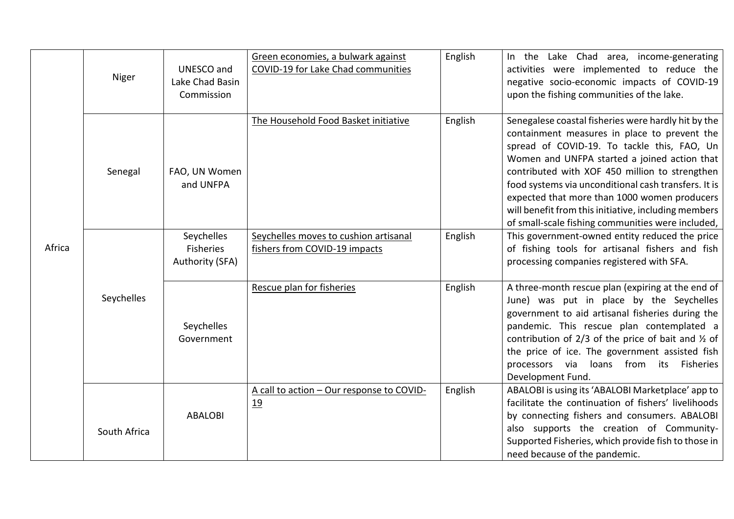| | | | | | |
|---|---|---|---|---|---|
| Africa | Niger | UNESCO and Lake Chad Basin Commission | Green economies, a bulwark against COVID-19 for Lake Chad communities | English | In the Lake Chad area, income-generating activities were implemented to reduce the negative socio-economic impacts of COVID-19 upon the fishing communities of the lake. |
| | Senegal | FAO, UN Women and UNFPA | The Household Food Basket initiative | English | Senegalese coastal fisheries were hardly hit by the containment measures in place to prevent the spread of COVID-19. To tackle this, FAO, Un Women and UNFPA started a joined action that contributed with XOF 450 million to strengthen food systems via unconditional cash transfers. It is expected that more than 1000 women producers will benefit from this initiative, including members of small-scale fishing communities were included, |
| | Seychelles | Seychelles Fisheries Authority (SFA) | Seychelles moves to cushion artisanal fishers from COVID-19 impacts | English | This government-owned entity reduced the price of fishing tools for artisanal fishers and fish processing companies registered with SFA. |
| | | Seychelles Government | Rescue plan for fisheries | English | A three-month rescue plan (expiring at the end of June) was put in place by the Seychelles government to aid artisanal fisheries during the pandemic. This rescue plan contemplated a contribution of 2/3 of the price of bait and ½ of the price of ice. The government assisted fish processors via loans from its Fisheries Development Fund. |
| | South Africa | ABALOBI | A call to action – Our response to COVID-19 | English | ABALOBI is using its 'ABALOBI Marketplace' app to facilitate the continuation of fishers' livelihoods by connecting fishers and consumers. ABALOBI also supports the creation of Community-Supported Fisheries, which provide fish to those in need because of the pandemic. |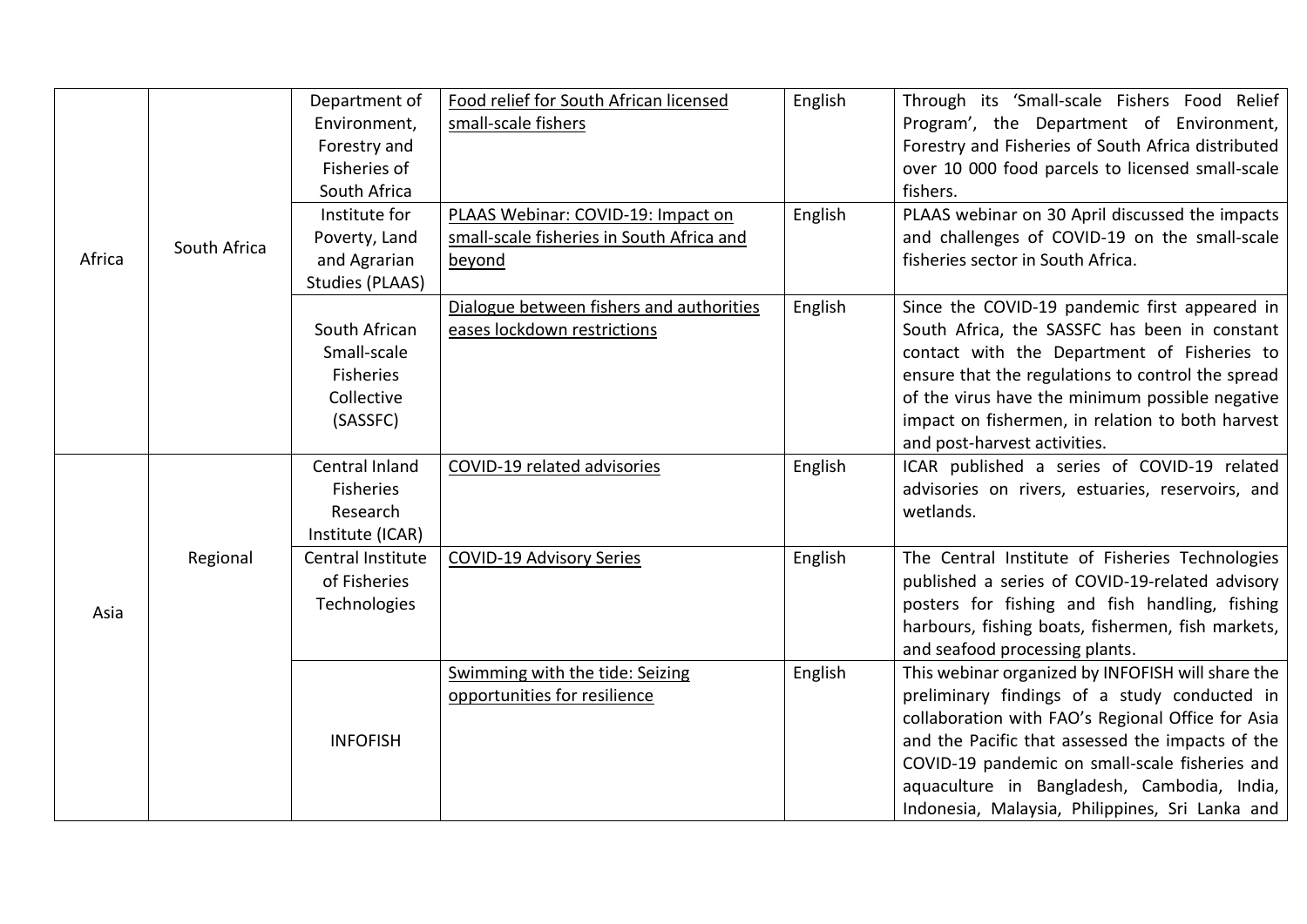| | | | | | |
|---|---|---|---|---|---|
| Africa | South Africa | Department of Environment, Forestry and Fisheries of South Africa | Food relief for South African licensed small-scale fishers | English | Through its 'Small-scale Fishers Food Relief Program', the Department of Environment, Forestry and Fisheries of South Africa distributed over 10 000 food parcels to licensed small-scale fishers. |
| | | Institute for Poverty, Land and Agrarian Studies (PLAAS) | PLAAS Webinar: COVID-19: Impact on small-scale fisheries in South Africa and beyond | English | PLAAS webinar on 30 April discussed the impacts and challenges of COVID-19 on the small-scale fisheries sector in South Africa. |
| | | South African Small-scale Fisheries Collective (SASSFC) | Dialogue between fishers and authorities eases lockdown restrictions | English | Since the COVID-19 pandemic first appeared in South Africa, the SASSFC has been in constant contact with the Department of Fisheries to ensure that the regulations to control the spread of the virus have the minimum possible negative impact on fishermen, in relation to both harvest and post-harvest activities. |
| Asia | Regional | Central Inland Fisheries Research Institute (ICAR) | COVID-19 related advisories | English | ICAR published a series of COVID-19 related advisories on rivers, estuaries, reservoirs, and wetlands. |
| | | Central Institute of Fisheries Technologies | COVID-19 Advisory Series | English | The Central Institute of Fisheries Technologies published a series of COVID-19-related advisory posters for fishing and fish handling, fishing harbours, fishing boats, fishermen, fish markets, and seafood processing plants. |
| | | INFOFISH | Swimming with the tide: Seizing opportunities for resilience | English | This webinar organized by INFOFISH will share the preliminary findings of a study conducted in collaboration with FAO's Regional Office for Asia and the Pacific that assessed the impacts of the COVID-19 pandemic on small-scale fisheries and aquaculture in Bangladesh, Cambodia, India, Indonesia, Malaysia, Philippines, Sri Lanka and |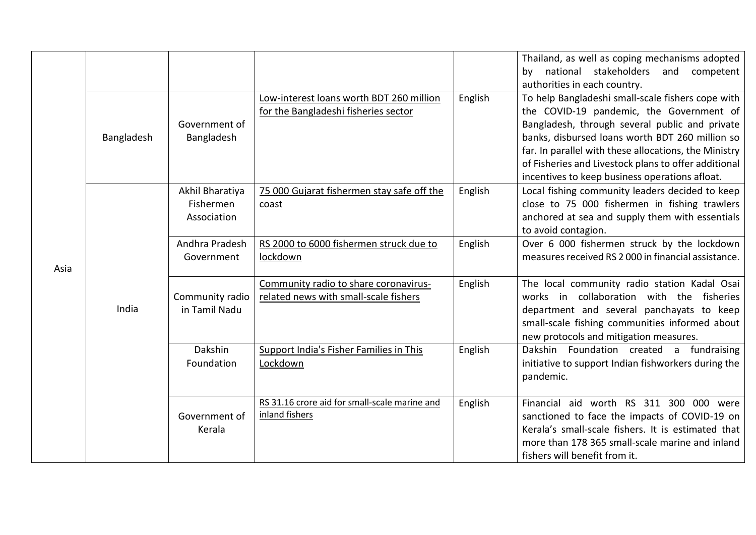| | | | | | |
|---|---|---|---|---|---|
| | | | | | Thailand, as well as coping mechanisms adopted by national stakeholders and competent authorities in each country. |
| Asia | Bangladesh | Government of Bangladesh | Low-interest loans worth BDT 260 million for the Bangladeshi fisheries sector | English | To help Bangladeshi small-scale fishers cope with the COVID-19 pandemic, the Government of Bangladesh, through several public and private banks, disbursed loans worth BDT 260 million so far. In parallel with these allocations, the Ministry of Fisheries and Livestock plans to offer additional incentives to keep business operations afloat. |
| | India | Akhil Bharatiya Fishermen Association | 75 000 Gujarat fishermen stay safe off the coast | English | Local fishing community leaders decided to keep close to 75 000 fishermen in fishing trawlers anchored at sea and supply them with essentials to avoid contagion. |
| | | Andhra Pradesh Government | RS 2000 to 6000 fishermen struck due to lockdown | English | Over 6 000 fishermen struck by the lockdown measures received RS 2 000 in financial assistance. |
| | | Community radio in Tamil Nadu | Community radio to share coronavirus-related news with small-scale fishers | English | The local community radio station Kadal Osai works in collaboration with the fisheries department and several panchayats to keep small-scale fishing communities informed about new protocols and mitigation measures. |
| | | Dakshin Foundation | Support India's Fisher Families in This Lockdown | English | Dakshin Foundation created a fundraising initiative to support Indian fishworkers during the pandemic. |
| | | Government of Kerala | RS 31.16 crore aid for small-scale marine and inland fishers | English | Financial aid worth RS 311 300 000 were sanctioned to face the impacts of COVID-19 on Kerala's small-scale fishers. It is estimated that more than 178 365 small-scale marine and inland fishers will benefit from it. |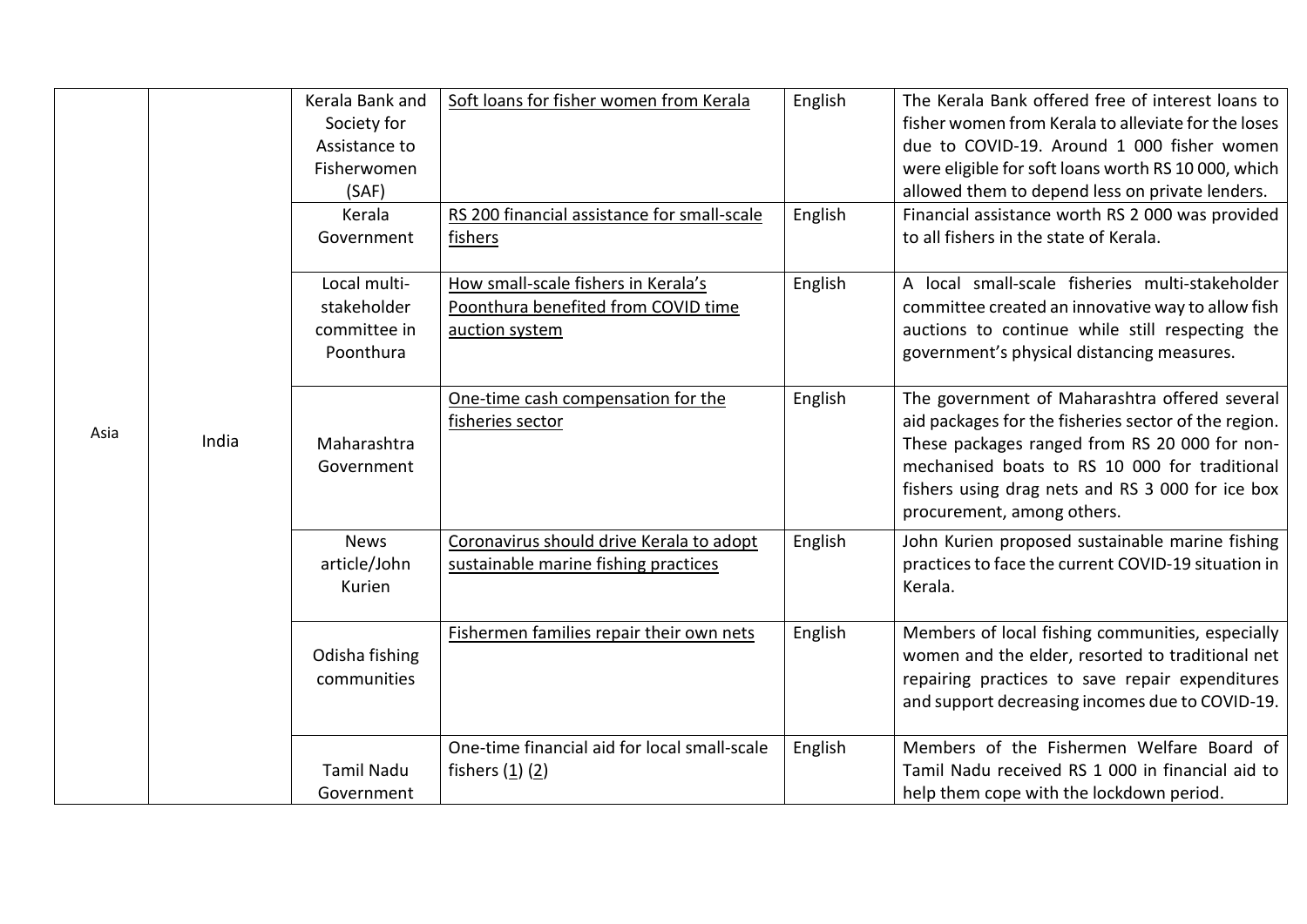| | | | | | |
|---|---|---|---|---|---|
| Asia | India | Kerala Bank and Society for Assistance to Fisherwomen (SAF) | Soft loans for fisher women from Kerala | English | The Kerala Bank offered free of interest loans to fisher women from Kerala to alleviate for the loses due to COVID-19. Around 1 000 fisher women were eligible for soft loans worth RS 10 000, which allowed them to depend less on private lenders. |
| | | Kerala Government | RS 200 financial assistance for small-scale fishers | English | Financial assistance worth RS 2 000 was provided to all fishers in the state of Kerala. |
| | | Local multi-stakeholder committee in Poonthura | How small-scale fishers in Kerala's Poonthura benefited from COVID time auction system | English | A local small-scale fisheries multi-stakeholder committee created an innovative way to allow fish auctions to continue while still respecting the government's physical distancing measures. |
| | | Maharashtra Government | One-time cash compensation for the fisheries sector | English | The government of Maharashtra offered several aid packages for the fisheries sector of the region. These packages ranged from RS 20 000 for non-mechanised boats to RS 10 000 for traditional fishers using drag nets and RS 3 000 for ice box procurement, among others. |
| | | News article/John Kurien | Coronavirus should drive Kerala to adopt sustainable marine fishing practices | English | John Kurien proposed sustainable marine fishing practices to face the current COVID-19 situation in Kerala. |
| | | Odisha fishing communities | Fishermen families repair their own nets | English | Members of local fishing communities, especially women and the elder, resorted to traditional net repairing practices to save repair expenditures and support decreasing incomes due to COVID-19. |
| | | Tamil Nadu Government | One-time financial aid for local small-scale fishers (1) (2) | English | Members of the Fishermen Welfare Board of Tamil Nadu received RS 1 000 in financial aid to help them cope with the lockdown period. |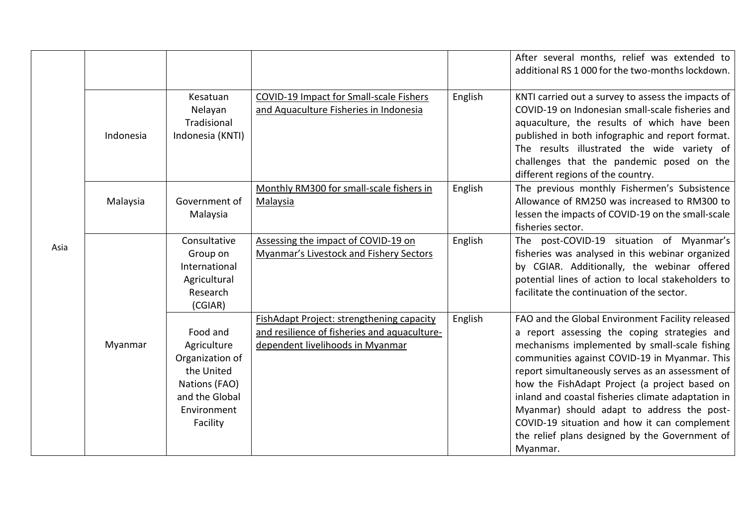|  |  |  |  |  |  |
|---|---|---|---|---|---|
| Asia |  |  |  |  | After several months, relief was extended to additional RS 1 000 for the two-months lockdown. |
|  | Indonesia | Kesatuan Nelayan Tradisional Indonesia (KNTI) | COVID-19 Impact for Small-scale Fishers and Aquaculture Fisheries in Indonesia | English | KNTI carried out a survey to assess the impacts of COVID-19 on Indonesian small-scale fisheries and aquaculture, the results of which have been published in both infographic and report format. The results illustrated the wide variety of challenges that the pandemic posed on the different regions of the country. |
|  | Malaysia | Government of Malaysia | Monthly RM300 for small-scale fishers in Malaysia | English | The previous monthly Fishermen's Subsistence Allowance of RM250 was increased to RM300 to lessen the impacts of COVID-19 on the small-scale fisheries sector. |
|  | Myanmar | Consultative Group on International Agricultural Research (CGIAR) | Assessing the impact of COVID-19 on Myanmar's Livestock and Fishery Sectors | English | The post-COVID-19 situation of Myanmar's fisheries was analysed in this webinar organized by CGIAR. Additionally, the webinar offered potential lines of action to local stakeholders to facilitate the continuation of the sector. |
|  |  | Food and Agriculture Organization of the United Nations (FAO) and the Global Environment Facility | FishAdapt Project: strengthening capacity and resilience of fisheries and aquaculture-dependent livelihoods in Myanmar | English | FAO and the Global Environment Facility released a report assessing the coping strategies and mechanisms implemented by small-scale fishing communities against COVID-19 in Myanmar. This report simultaneously serves as an assessment of how the FishAdapt Project (a project based on inland and coastal fisheries climate adaptation in Myanmar) should adapt to address the post-COVID-19 situation and how it can complement the relief plans designed by the Government of Myanmar. |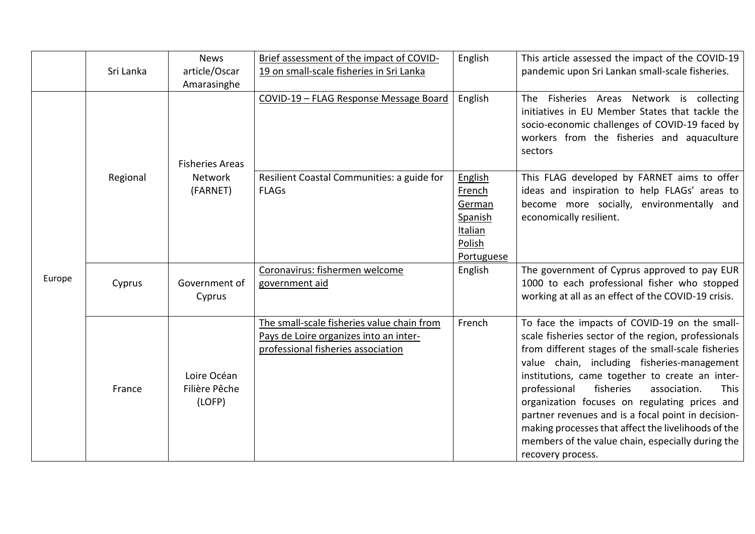| | Sri Lanka | News article/Oscar Amarasinghe | Brief assessment of the impact of COVID-19 on small-scale fisheries in Sri Lanka | English | This article assessed the impact of the COVID-19 pandemic upon Sri Lankan small-scale fisheries. |
|---|---|---|---|---|---|
| Europe | Regional | Fisheries Areas Network (FARNET) | COVID-19 – FLAG Response Message Board | English | The Fisheries Areas Network is collecting initiatives in EU Member States that tackle the socio-economic challenges of COVID-19 faced by workers from the fisheries and aquaculture sectors |
| | | | Resilient Coastal Communities: a guide for FLAGs | English French German Spanish Italian Polish Portuguese | This FLAG developed by FARNET aims to offer ideas and inspiration to help FLAGs' areas to become more socially, environmentally and economically resilient. |
| | Cyprus | Government of Cyprus | Coronavirus: fishermen welcome government aid | English | The government of Cyprus approved to pay EUR 1000 to each professional fisher who stopped working at all as an effect of the COVID-19 crisis. |
| | France | Loire Océan Filière Pêche (LOFP) | The small-scale fisheries value chain from Pays de Loire organizes into an inter-professional fisheries association | French | To face the impacts of COVID-19 on the small-scale fisheries sector of the region, professionals from different stages of the small-scale fisheries value chain, including fisheries-management institutions, came together to create an inter-professional fisheries association. This organization focuses on regulating prices and partner revenues and is a focal point in decision-making processes that affect the livelihoods of the members of the value chain, especially during the recovery process. |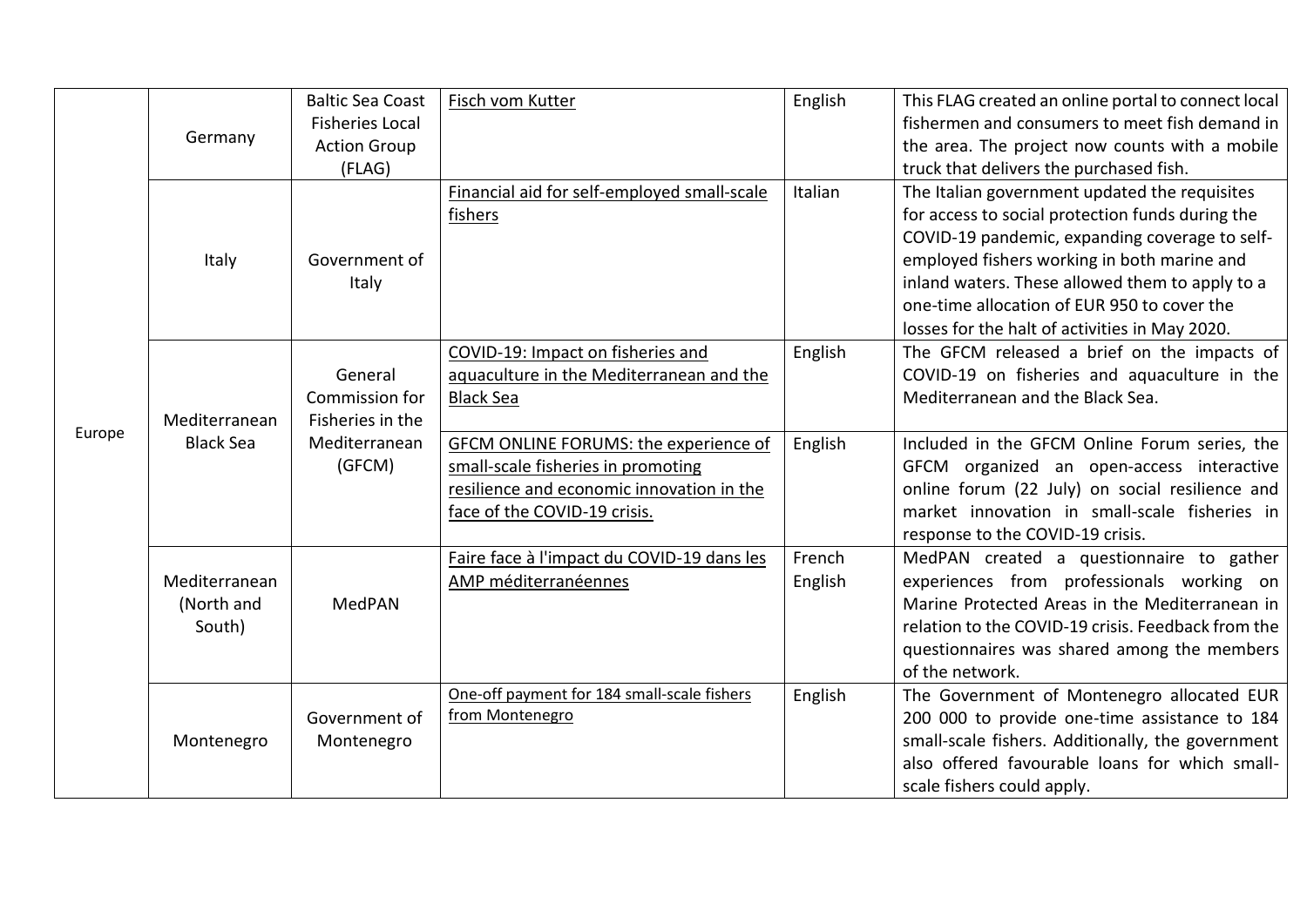| | | | | | |
|---|---|---|---|---|---|
| Europe | Germany | Baltic Sea Coast Fisheries Local Action Group (FLAG) | Fisch vom Kutter | English | This FLAG created an online portal to connect local fishermen and consumers to meet fish demand in the area. The project now counts with a mobile truck that delivers the purchased fish. |
| | Italy | Government of Italy | Financial aid for self-employed small-scale fishers | Italian | The Italian government updated the requisites for access to social protection funds during the COVID-19 pandemic, expanding coverage to self-employed fishers working in both marine and inland waters. These allowed them to apply to a one-time allocation of EUR 950 to cover the losses for the halt of activities in May 2020. |
| | Mediterranean Black Sea | General Commission for Fisheries in the Mediterranean (GFCM) | COVID-19: Impact on fisheries and aquaculture in the Mediterranean and the Black Sea | English | The GFCM released a brief on the impacts of COVID-19 on fisheries and aquaculture in the Mediterranean and the Black Sea. |
| | | | GFCM ONLINE FORUMS: the experience of small-scale fisheries in promoting resilience and economic innovation in the face of the COVID-19 crisis. | English | Included in the GFCM Online Forum series, the GFCM organized an open-access interactive online forum (22 July) on social resilience and market innovation in small-scale fisheries in response to the COVID-19 crisis. |
| | Mediterranean (North and South) | MedPAN | Faire face à l'impact du COVID-19 dans les AMP méditerranéennes | French English | MedPAN created a questionnaire to gather experiences from professionals working on Marine Protected Areas in the Mediterranean in relation to the COVID-19 crisis. Feedback from the questionnaires was shared among the members of the network. |
| | Montenegro | Government of Montenegro | One-off payment for 184 small-scale fishers from Montenegro | English | The Government of Montenegro allocated EUR 200 000 to provide one-time assistance to 184 small-scale fishers. Additionally, the government also offered favourable loans for which small-scale fishers could apply. |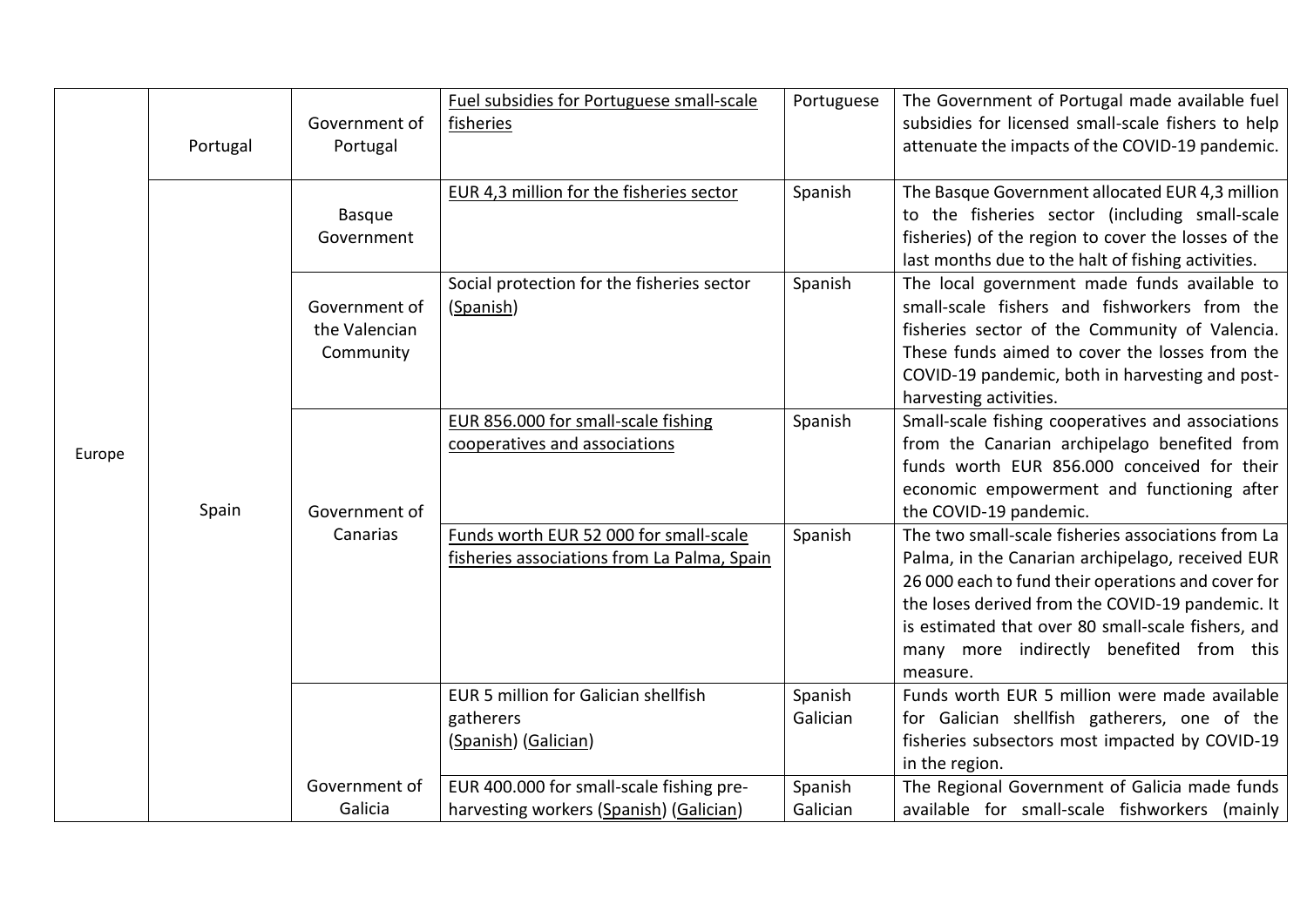| | | | | | |
|---|---|---|---|---|---|
| Europe | Portugal | Government of Portugal | Fuel subsidies for Portuguese small-scale fisheries | Portuguese | The Government of Portugal made available fuel subsidies for licensed small-scale fishers to help attenuate the impacts of the COVID-19 pandemic. |
| | Spain | Basque Government | EUR 4,3 million for the fisheries sector | Spanish | The Basque Government allocated EUR 4,3 million to the fisheries sector (including small-scale fisheries) of the region to cover the losses of the last months due to the halt of fishing activities. |
| | | Government of the Valencian Community | Social protection for the fisheries sector (Spanish) | Spanish | The local government made funds available to small-scale fishers and fishworkers from the fisheries sector of the Community of Valencia. These funds aimed to cover the losses from the COVID-19 pandemic, both in harvesting and post-harvesting activities. |
| | | Government of Canarias | EUR 856.000 for small-scale fishing cooperatives and associations | Spanish | Small-scale fishing cooperatives and associations from the Canarian archipelago benefited from funds worth EUR 856.000 conceived for their economic empowerment and functioning after the COVID-19 pandemic. |
| | | | Funds worth EUR 52 000 for small-scale fisheries associations from La Palma, Spain | Spanish | The two small-scale fisheries associations from La Palma, in the Canarian archipelago, received EUR 26 000 each to fund their operations and cover for the loses derived from the COVID-19 pandemic. It is estimated that over 80 small-scale fishers, and many more indirectly benefited from this measure. |
| | | Government of Galicia | EUR 5 million for Galician shellfish gatherers (Spanish) (Galician) | Spanish Galician | Funds worth EUR 5 million were made available for Galician shellfish gatherers, one of the fisheries subsectors most impacted by COVID-19 in the region. |
| | | | EUR 400.000 for small-scale fishing pre-harvesting workers (Spanish) (Galician) | Spanish Galician | The Regional Government of Galicia made funds available for small-scale fishworkers (mainly |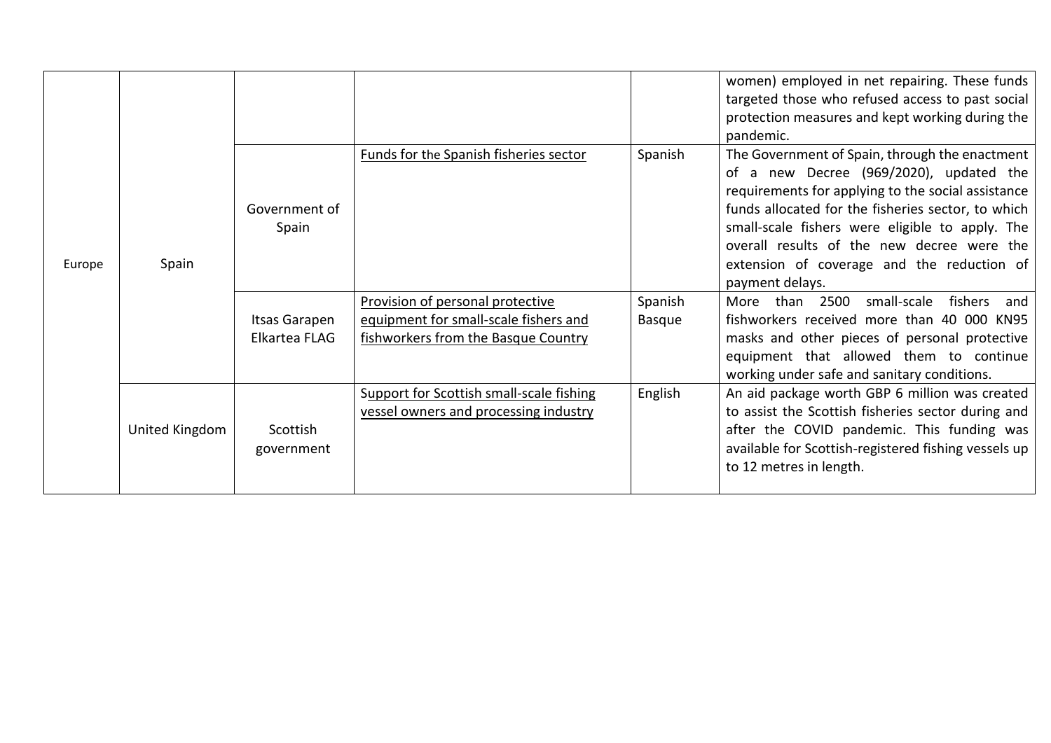| | | | | | |
|---|---|---|---|---|---|
| Europe | Spain | | | | women) employed in net repairing. These funds targeted those who refused access to past social protection measures and kept working during the pandemic. |
| | | Government of Spain | Funds for the Spanish fisheries sector | Spanish | The Government of Spain, through the enactment of a new Decree (969/2020), updated the requirements for applying to the social assistance funds allocated for the fisheries sector, to which small-scale fishers were eligible to apply. The overall results of the new decree were the extension of coverage and the reduction of payment delays. |
| | | Itsas Garapen Elkartea FLAG | Provision of personal protective equipment for small-scale fishers and fishworkers from the Basque Country | Spanish Basque | More than 2500 small-scale fishers and fishworkers received more than 40 000 KN95 masks and other pieces of personal protective equipment that allowed them to continue working under safe and sanitary conditions. |
| | United Kingdom | Scottish government | Support for Scottish small-scale fishing vessel owners and processing industry | English | An aid package worth GBP 6 million was created to assist the Scottish fisheries sector during and after the COVID pandemic. This funding was available for Scottish-registered fishing vessels up to 12 metres in length. |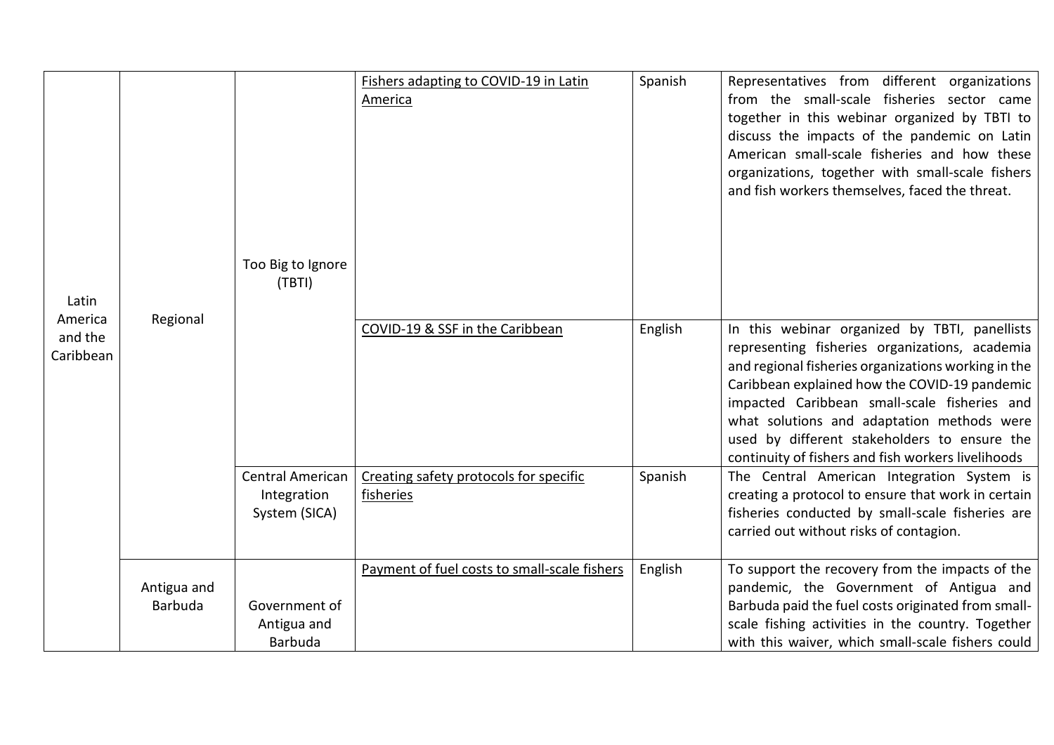| Latin America and the Caribbean | Regional | Too Big to Ignore (TBTI) | Fishers adapting to COVID-19 in Latin America | Spanish | Representatives from different organizations from the small-scale fisheries sector came together in this webinar organized by TBTI to discuss the impacts of the pandemic on Latin American small-scale fisheries and how these organizations, together with small-scale fishers and fish workers themselves, faced the threat. |
|---|---|---|---|---|---|
| | | | COVID-19 & SSF in the Caribbean | English | In this webinar organized by TBTI, panellists representing fisheries organizations, academia and regional fisheries organizations working in the Caribbean explained how the COVID-19 pandemic impacted Caribbean small-scale fisheries and what solutions and adaptation methods were used by different stakeholders to ensure the continuity of fishers and fish workers livelihoods |
| | | Central American Integration System (SICA) | Creating safety protocols for specific fisheries | Spanish | The Central American Integration System is creating a protocol to ensure that work in certain fisheries conducted by small-scale fisheries are carried out without risks of contagion. |
| | Antigua and Barbuda | Government of Antigua and Barbuda | Payment of fuel costs to small-scale fishers | English | To support the recovery from the impacts of the pandemic, the Government of Antigua and Barbuda paid the fuel costs originated from small-scale fishing activities in the country. Together with this waiver, which small-scale fishers could |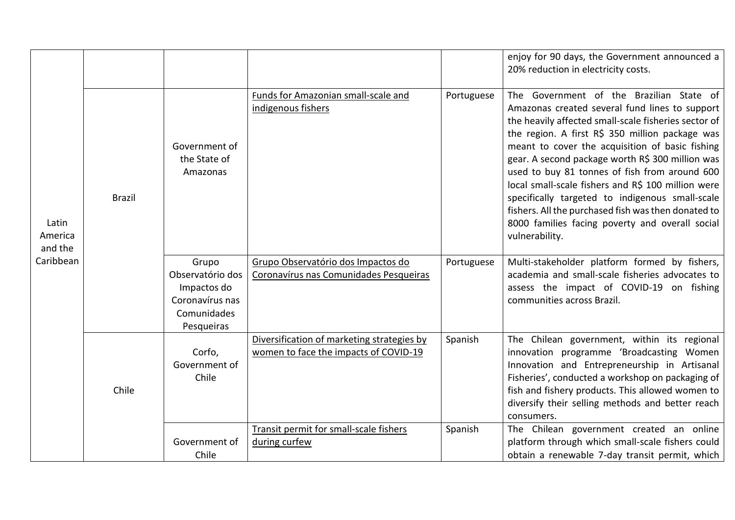| | | | | | |
|---|---|---|---|---|---|
| | | | | | enjoy for 90 days, the Government announced a 20% reduction in electricity costs. |
| Latin America and the Caribbean | Brazil | Government of the State of Amazonas | Funds for Amazonian small-scale and indigenous fishers | Portuguese | The Government of the Brazilian State of Amazonas created several fund lines to support the heavily affected small-scale fisheries sector of the region. A first R$ 350 million package was meant to cover the acquisition of basic fishing gear. A second package worth R$ 300 million was used to buy 81 tonnes of fish from around 600 local small-scale fishers and R$ 100 million were specifically targeted to indigenous small-scale fishers. All the purchased fish was then donated to 8000 families facing poverty and overall social vulnerability. |
| | | Grupo Observatório dos Impactos do Coronavírus nas Comunidades Pesqueiras | Grupo Observatório dos Impactos do Coronavírus nas Comunidades Pesqueiras | Portuguese | Multi-stakeholder platform formed by fishers, academia and small-scale fisheries advocates to assess the impact of COVID-19 on fishing communities across Brazil. |
| | Chile | Corfo, Government of Chile | Diversification of marketing strategies by women to face the impacts of COVID-19 | Spanish | The Chilean government, within its regional innovation programme 'Broadcasting Women Innovation and Entrepreneurship in Artisanal Fisheries', conducted a workshop on packaging of fish and fishery products. This allowed women to diversify their selling methods and better reach consumers. |
| | | Government of Chile | Transit permit for small-scale fishers during curfew | Spanish | The Chilean government created an online platform through which small-scale fishers could obtain a renewable 7-day transit permit, which |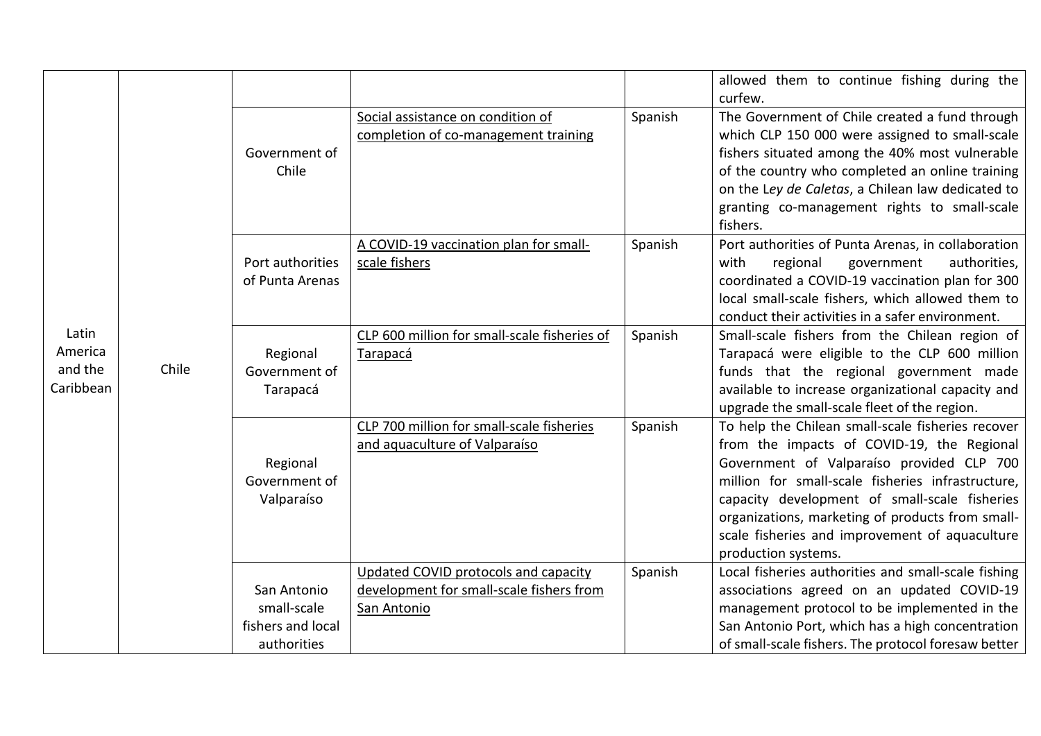| | | | | | |
|---|---|---|---|---|---|
| | | | | | allowed them to continue fishing during the curfew. |
| Latin America and the Caribbean | Chile | Government of Chile | Social assistance on condition of completion of co-management training | Spanish | The Government of Chile created a fund through which CLP 150 000 were assigned to small-scale fishers situated among the 40% most vulnerable of the country who completed an online training on the L*ey de Caletas*, a Chilean law dedicated to granting co-management rights to small-scale fishers. |
| | | Port authorities of Punta Arenas | A COVID-19 vaccination plan for small-scale fishers | Spanish | Port authorities of Punta Arenas, in collaboration with regional government authorities, coordinated a COVID-19 vaccination plan for 300 local small-scale fishers, which allowed them to conduct their activities in a safer environment. |
| | | Regional Government of Tarapacá | CLP 600 million for small-scale fisheries of Tarapacá | Spanish | Small-scale fishers from the Chilean region of Tarapacá were eligible to the CLP 600 million funds that the regional government made available to increase organizational capacity and upgrade the small-scale fleet of the region. |
| | | Regional Government of Valparaíso | CLP 700 million for small-scale fisheries and aquaculture of Valparaíso | Spanish | To help the Chilean small-scale fisheries recover from the impacts of COVID-19, the Regional Government of Valparaíso provided CLP 700 million for small-scale fisheries infrastructure, capacity development of small-scale fisheries organizations, marketing of products from small-scale fisheries and improvement of aquaculture production systems. |
| | | San Antonio small-scale fishers and local authorities | Updated COVID protocols and capacity development for small-scale fishers from San Antonio | Spanish | Local fisheries authorities and small-scale fishing associations agreed on an updated COVID-19 management protocol to be implemented in the San Antonio Port, which has a high concentration of small-scale fishers. The protocol foresaw better |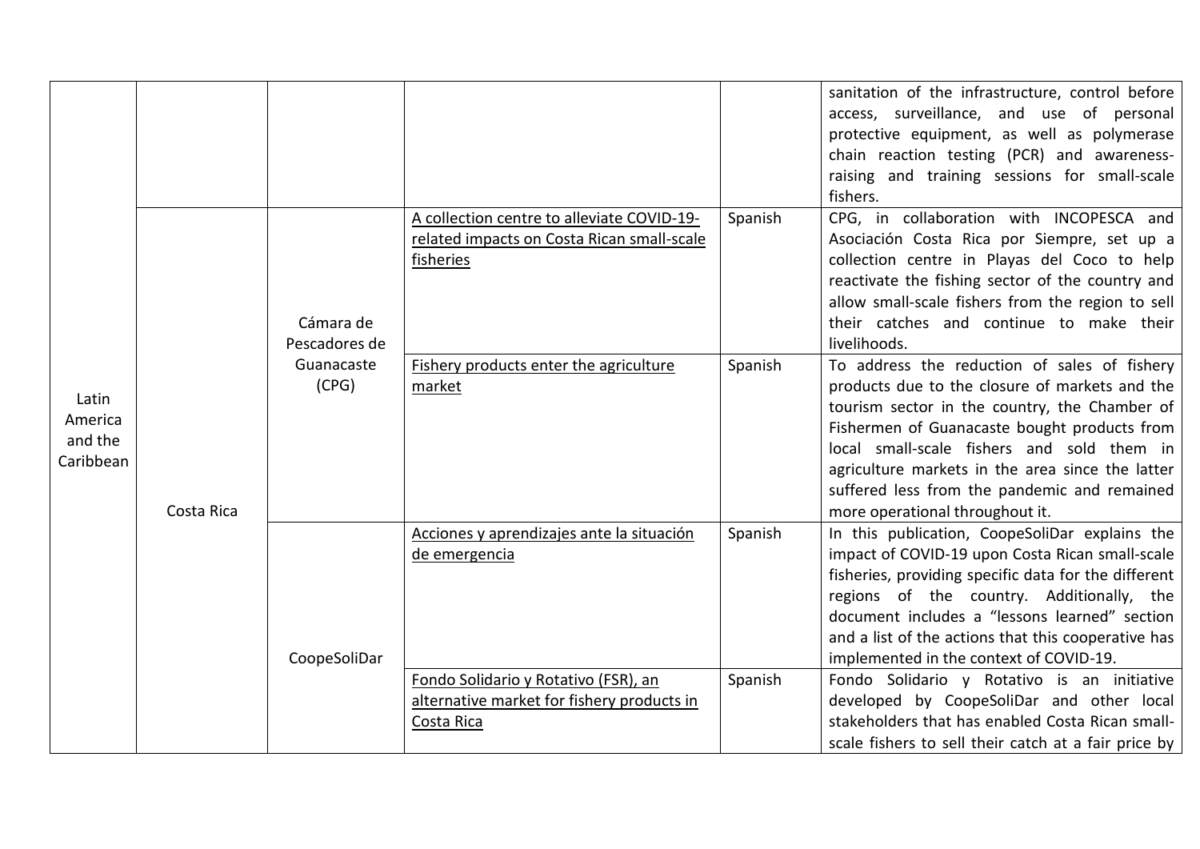| | | | | | |
|---|---|---|---|---|---|
| Latin America and the Caribbean | | | | | sanitation of the infrastructure, control before access, surveillance, and use of personal protective equipment, as well as polymerase chain reaction testing (PCR) and awareness-raising and training sessions for small-scale fishers. |
| | Costa Rica | Cámara de Pescadores de Guanacaste (CPG) | A collection centre to alleviate COVID-19-related impacts on Costa Rican small-scale fisheries | Spanish | CPG, in collaboration with INCOPESCA and Asociación Costa Rica por Siempre, set up a collection centre in Playas del Coco to help reactivate the fishing sector of the country and allow small-scale fishers from the region to sell their catches and continue to make their livelihoods. |
| | | | Fishery products enter the agriculture market | Spanish | To address the reduction of sales of fishery products due to the closure of markets and the tourism sector in the country, the Chamber of Fishermen of Guanacaste bought products from local small-scale fishers and sold them in agriculture markets in the area since the latter suffered less from the pandemic and remained more operational throughout it. |
| | | CoopeSoliDar | Acciones y aprendizajes ante la situación de emergencia | Spanish | In this publication, CoopeSoliDar explains the impact of COVID-19 upon Costa Rican small-scale fisheries, providing specific data for the different regions of the country. Additionally, the document includes a "lessons learned" section and a list of the actions that this cooperative has implemented in the context of COVID-19. |
| | | | Fondo Solidario y Rotativo (FSR), an alternative market for fishery products in Costa Rica | Spanish | Fondo Solidario y Rotativo is an initiative developed by CoopeSoliDar and other local stakeholders that has enabled Costa Rican small-scale fishers to sell their catch at a fair price by |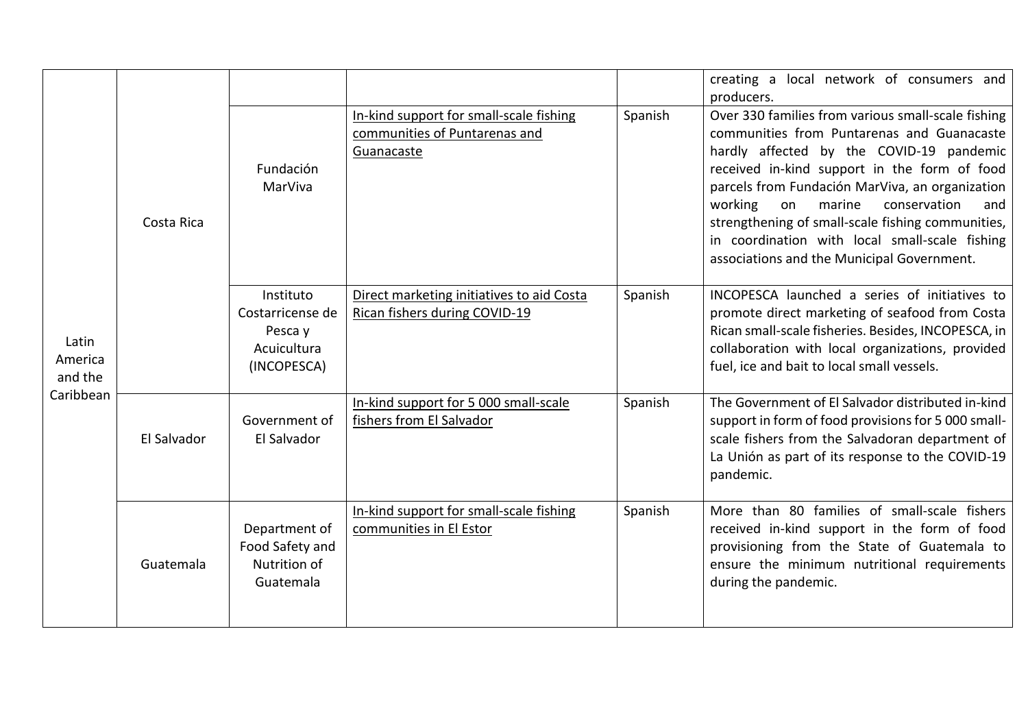| Latin America and the Caribbean | Costa Rica | | | | creating a local network of consumers and producers. |
|---|---|---|---|---|---|
| | | Fundación MarViva | In-kind support for small-scale fishing communities of Puntarenas and Guanacaste | Spanish | Over 330 families from various small-scale fishing communities from Puntarenas and Guanacaste hardly affected by the COVID-19 pandemic received in-kind support in the form of food parcels from Fundación MarViva, an organization working on marine conservation and strengthening of small-scale fishing communities, in coordination with local small-scale fishing associations and the Municipal Government. |
| | | Instituto Costarricense de Pesca y Acuicultura (INCOPESCA) | Direct marketing initiatives to aid Costa Rican fishers during COVID-19 | Spanish | INCOPESCA launched a series of initiatives to promote direct marketing of seafood from Costa Rican small-scale fisheries. Besides, INCOPESCA, in collaboration with local organizations, provided fuel, ice and bait to local small vessels. |
| | El Salvador | Government of El Salvador | In-kind support for 5 000 small-scale fishers from El Salvador | Spanish | The Government of El Salvador distributed in-kind support in form of food provisions for 5 000 small-scale fishers from the Salvadoran department of La Unión as part of its response to the COVID-19 pandemic. |
| | Guatemala | Department of Food Safety and Nutrition of Guatemala | In-kind support for small-scale fishing communities in El Estor | Spanish | More than 80 families of small-scale fishers received in-kind support in the form of food provisioning from the State of Guatemala to ensure the minimum nutritional requirements during the pandemic. |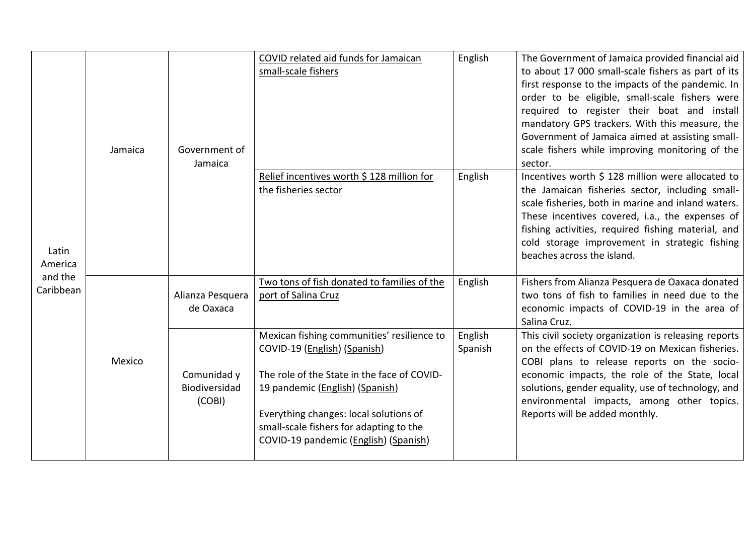| | | | | | |
|---|---|---|---|---|---|
| Latin America and the Caribbean | Jamaica | Government of Jamaica | COVID related aid funds for Jamaican small-scale fishers | English | The Government of Jamaica provided financial aid to about 17 000 small-scale fishers as part of its first response to the impacts of the pandemic. In order to be eligible, small-scale fishers were required to register their boat and install mandatory GPS trackers. With this measure, the Government of Jamaica aimed at assisting small-scale fishers while improving monitoring of the sector. |
| | | | Relief incentives worth $ 128 million for the fisheries sector | English | Incentives worth $ 128 million were allocated to the Jamaican fisheries sector, including small-scale fisheries, both in marine and inland waters. These incentives covered, i.a., the expenses of fishing activities, required fishing material, and cold storage improvement in strategic fishing beaches across the island. |
| | Mexico | Alianza Pesquera de Oaxaca | Two tons of fish donated to families of the port of Salina Cruz | English | Fishers from Alianza Pesquera de Oaxaca donated two tons of fish to families in need due to the economic impacts of COVID-19 in the area of Salina Cruz. |
| | | Comunidad y Biodiversidad (COBI) | Mexican fishing communities' resilience to COVID-19 (English) (Spanish)<br><br>The role of the State in the face of COVID-19 pandemic (English) (Spanish)<br><br>Everything changes: local solutions of small-scale fishers for adapting to the COVID-19 pandemic (English) (Spanish) | English<br>Spanish | This civil society organization is releasing reports on the effects of COVID-19 on Mexican fisheries. COBI plans to release reports on the socio-economic impacts, the role of the State, local solutions, gender equality, use of technology, and environmental impacts, among other topics. Reports will be added monthly. |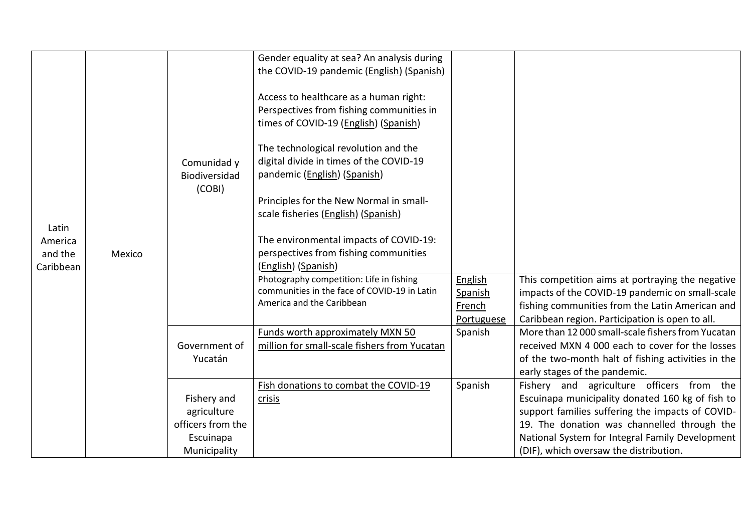| | | | | | |
|---|---|---|---|---|---|
| Latin America and the Caribbean | Mexico | Comunidad y Biodiversidad (COBI) | Gender equality at sea? An analysis during the COVID-19 pandemic (English) (Spanish)<br><br>Access to healthcare as a human right: Perspectives from fishing communities in times of COVID-19 (English) (Spanish)<br><br>The technological revolution and the digital divide in times of the COVID-19 pandemic (English) (Spanish)<br><br>Principles for the New Normal in small-scale fisheries (English) (Spanish)<br><br>The environmental impacts of COVID-19: perspectives from fishing communities (English) (Spanish) | | |
| | | | Photography competition: Life in fishing communities in the face of COVID-19 in Latin America and the Caribbean | English<br>Spanish<br>French<br>Portuguese | This competition aims at portraying the negative impacts of the COVID-19 pandemic on small-scale fishing communities from the Latin American and Caribbean region. Participation is open to all. |
| | | Government of Yucatán | Funds worth approximately MXN 50 million for small-scale fishers from Yucatan | Spanish | More than 12 000 small-scale fishers from Yucatan received MXN 4 000 each to cover for the losses of the two-month halt of fishing activities in the early stages of the pandemic. |
| | | Fishery and agriculture officers from the Escuinapa Municipality | Fish donations to combat the COVID-19 crisis | Spanish | Fishery and agriculture officers from the Escuinapa municipality donated 160 kg of fish to support families suffering the impacts of COVID-19. The donation was channelled through the National System for Integral Family Development (DIF), which oversaw the distribution. |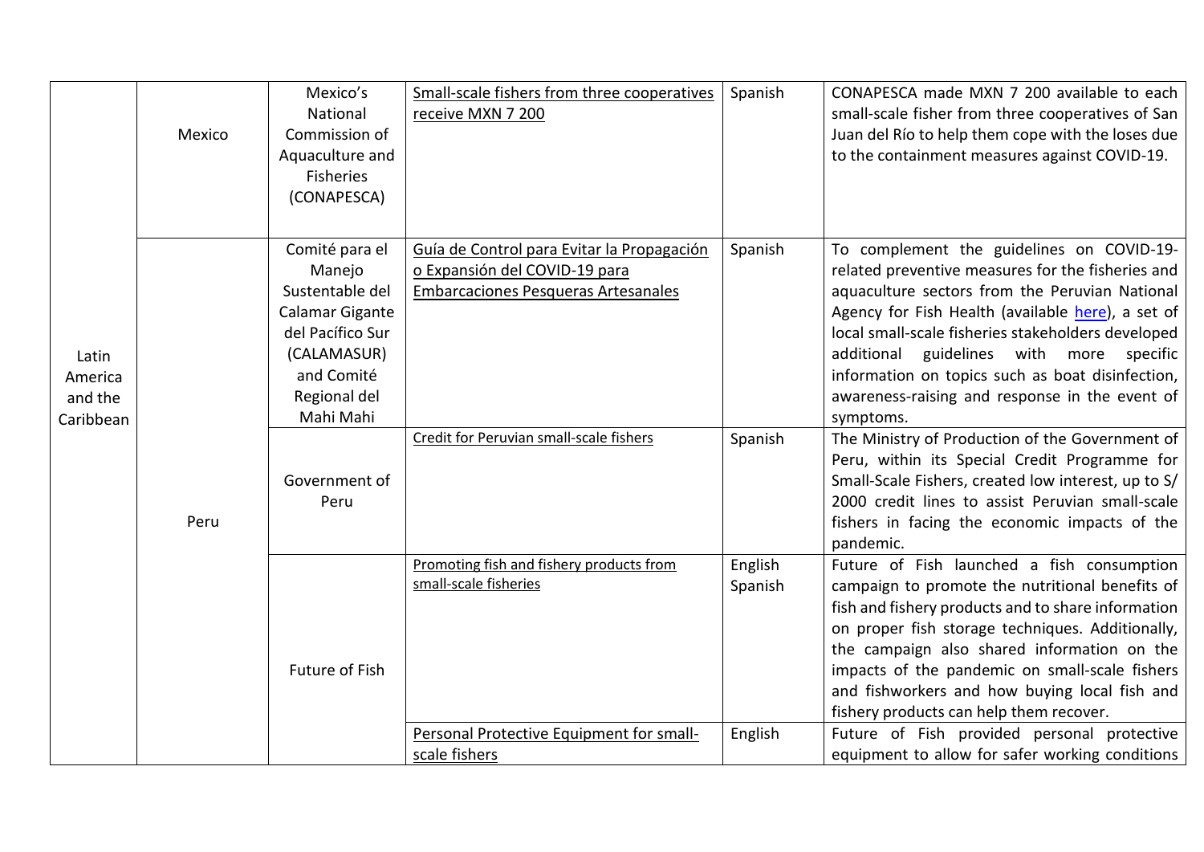| | | | | | |
|---|---|---|---|---|---|
| Latin America and the Caribbean | Mexico | Mexico's National Commission of Aquaculture and Fisheries (CONAPESCA) | Small-scale fishers from three cooperatives receive MXN 7 200 | Spanish | CONAPESCA made MXN 7 200 available to each small-scale fisher from three cooperatives of San Juan del Río to help them cope with the loses due to the containment measures against COVID-19. |
| | Peru | Comité para el Manejo Sustentable del Calamar Gigante del Pacífico Sur (CALAMASUR) and Comité Regional del Mahi Mahi | Guía de Control para Evitar la Propagación o Expansión del COVID-19 para Embarcaciones Pesqueras Artesanales | Spanish | To complement the guidelines on COVID-19-related preventive measures for the fisheries and aquaculture sectors from the Peruvian National Agency for Fish Health (available here), a set of local small-scale fisheries stakeholders developed additional guidelines with more specific information on topics such as boat disinfection, awareness-raising and response in the event of symptoms. |
| | | Government of Peru | Credit for Peruvian small-scale fishers | Spanish | The Ministry of Production of the Government of Peru, within its Special Credit Programme for Small-Scale Fishers, created low interest, up to S/ 2000 credit lines to assist Peruvian small-scale fishers in facing the economic impacts of the pandemic. |
| | | Future of Fish | Promoting fish and fishery products from small-scale fisheries | English Spanish | Future of Fish launched a fish consumption campaign to promote the nutritional benefits of fish and fishery products and to share information on proper fish storage techniques. Additionally, the campaign also shared information on the impacts of the pandemic on small-scale fishers and fishworkers and how buying local fish and fishery products can help them recover. |
| | | | Personal Protective Equipment for small-scale fishers | English | Future of Fish provided personal protective equipment to allow for safer working conditions |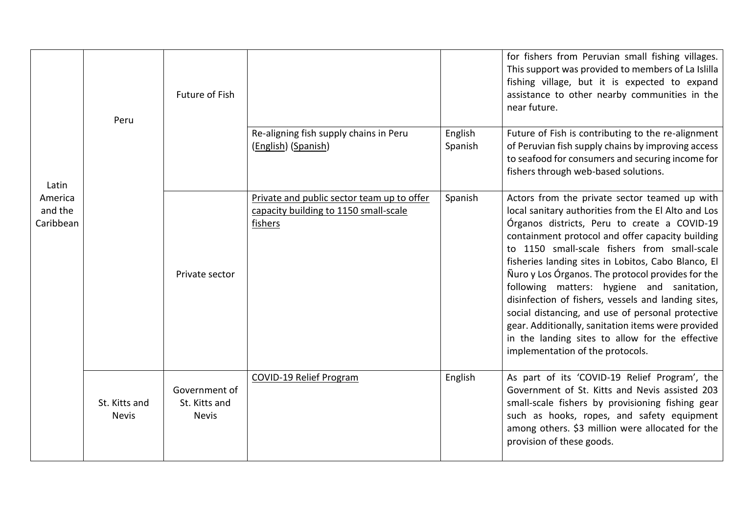| | | | | | |
|---|---|---|---|---|---|
| Latin America and the Caribbean | Peru | Future of Fish | | | for fishers from Peruvian small fishing villages. This support was provided to members of La Islilla fishing village, but it is expected to expand assistance to other nearby communities in the near future. |
| | | | Re-aligning fish supply chains in Peru (English) (Spanish) | English Spanish | Future of Fish is contributing to the re-alignment of Peruvian fish supply chains by improving access to seafood for consumers and securing income for fishers through web-based solutions. |
| | | Private sector | Private and public sector team up to offer capacity building to 1150 small-scale fishers | Spanish | Actors from the private sector teamed up with local sanitary authorities from the El Alto and Los Órganos districts, Peru to create a COVID-19 containment protocol and offer capacity building to 1150 small-scale fishers from small-scale fisheries landing sites in Lobitos, Cabo Blanco, El Ñuro y Los Órganos. The protocol provides for the following matters: hygiene and sanitation, disinfection of fishers, vessels and landing sites, social distancing, and use of personal protective gear. Additionally, sanitation items were provided in the landing sites to allow for the effective implementation of the protocols. |
| | St. Kitts and Nevis | Government of St. Kitts and Nevis | COVID-19 Relief Program | English | As part of its 'COVID-19 Relief Program', the Government of St. Kitts and Nevis assisted 203 small-scale fishers by provisioning fishing gear such as hooks, ropes, and safety equipment among others. $3 million were allocated for the provision of these goods. |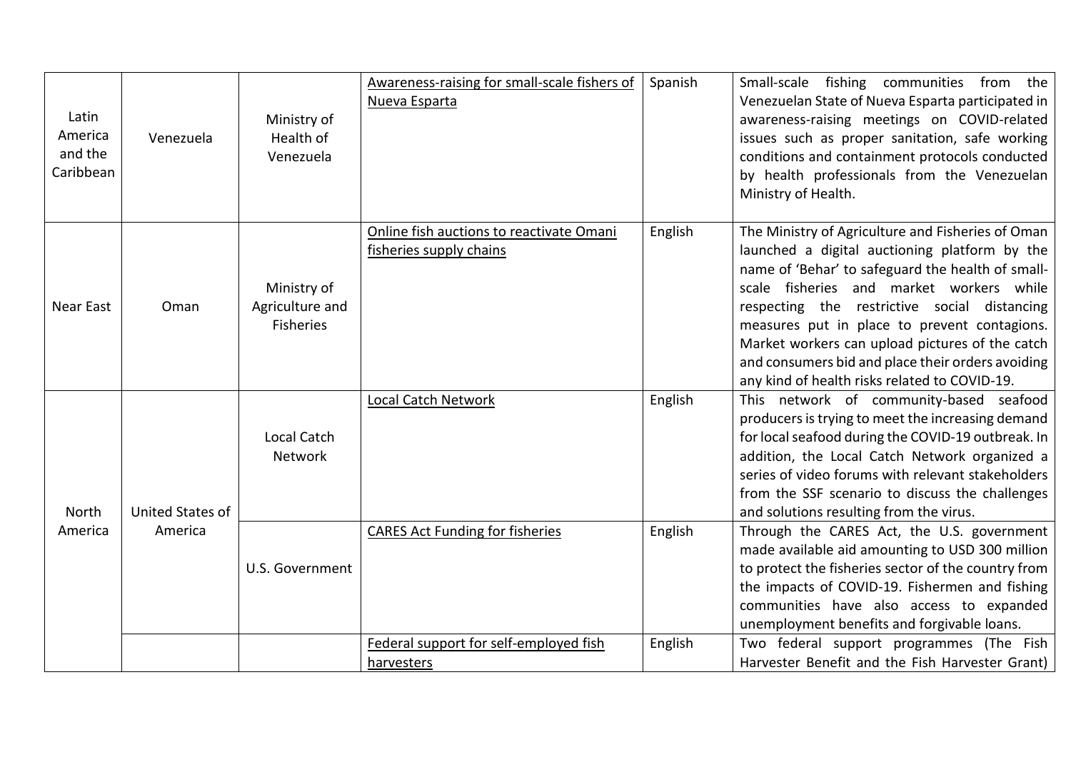| | | | | | |
|---|---|---|---|---|---|
| Latin America and the Caribbean | Venezuela | Ministry of Health of Venezuela | Awareness-raising for small-scale fishers of Nueva Esparta | Spanish | Small-scale fishing communities from the Venezuelan State of Nueva Esparta participated in awareness-raising meetings on COVID-related issues such as proper sanitation, safe working conditions and containment protocols conducted by health professionals from the Venezuelan Ministry of Health. |
| Near East | Oman | Ministry of Agriculture and Fisheries | Online fish auctions to reactivate Omani fisheries supply chains | English | The Ministry of Agriculture and Fisheries of Oman launched a digital auctioning platform by the name of 'Behar' to safeguard the health of small-scale fisheries and market workers while respecting the restrictive social distancing measures put in place to prevent contagions. Market workers can upload pictures of the catch and consumers bid and place their orders avoiding any kind of health risks related to COVID-19. |
| North America | United States of America | Local Catch Network | Local Catch Network | English | This network of community-based seafood producers is trying to meet the increasing demand for local seafood during the COVID-19 outbreak. In addition, the Local Catch Network organized a series of video forums with relevant stakeholders from the SSF scenario to discuss the challenges and solutions resulting from the virus. |
| | | U.S. Government | CARES Act Funding for fisheries | English | Through the CARES Act, the U.S. government made available aid amounting to USD 300 million to protect the fisheries sector of the country from the impacts of COVID-19. Fishermen and fishing communities have also access to expanded unemployment benefits and forgivable loans. |
| | | | Federal support for self-employed fish harvesters | English | Two federal support programmes (The Fish Harvester Benefit and the Fish Harvester Grant) |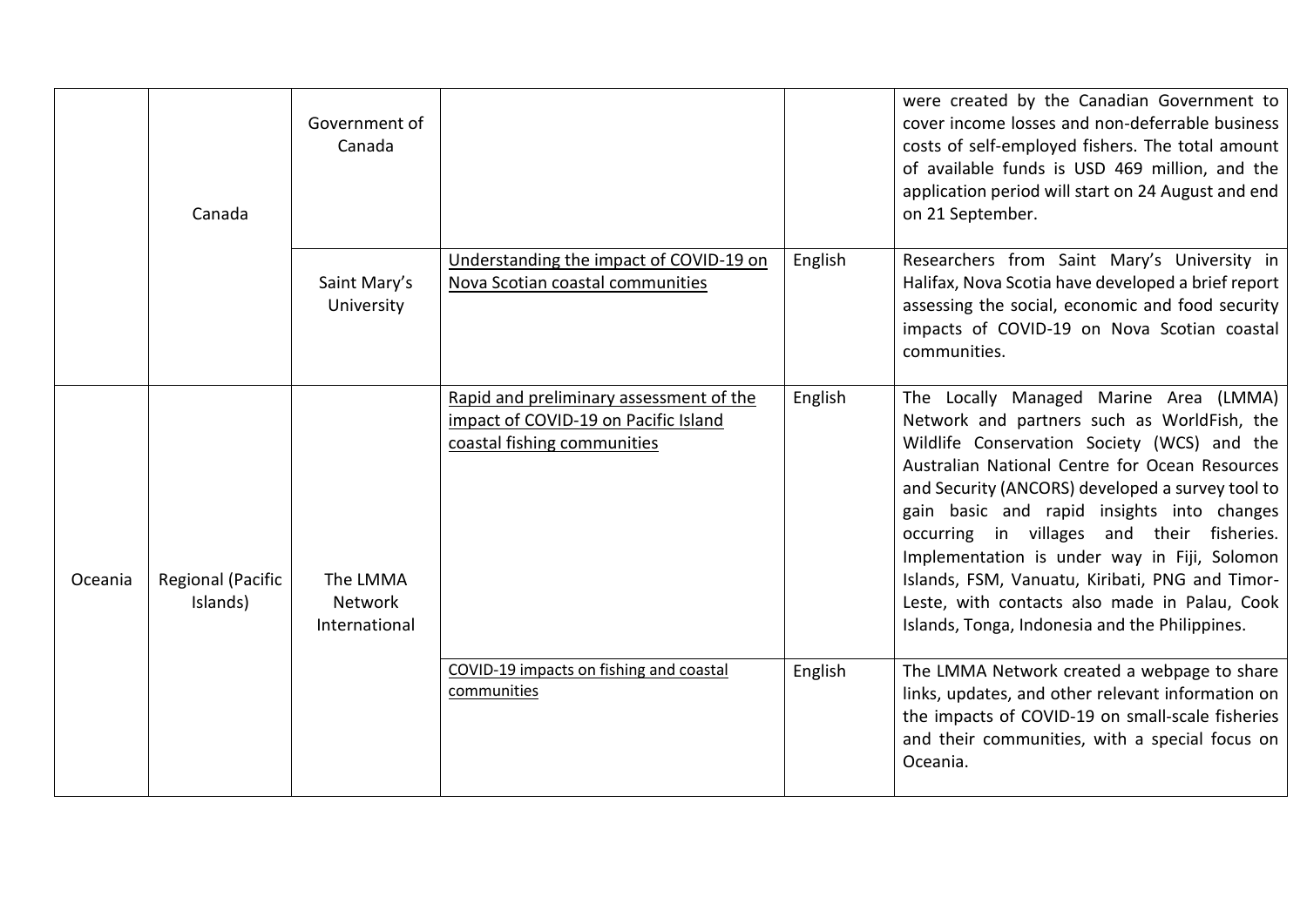| | | | | | |
|---|---|---|---|---|---|
| | Canada | Government of Canada | | | were created by the Canadian Government to cover income losses and non-deferrable business costs of self-employed fishers. The total amount of available funds is USD 469 million, and the application period will start on 24 August and end on 21 September. |
| | | Saint Mary's University | Understanding the impact of COVID-19 on Nova Scotian coastal communities | English | Researchers from Saint Mary's University in Halifax, Nova Scotia have developed a brief report assessing the social, economic and food security impacts of COVID-19 on Nova Scotian coastal communities. |
| Oceania | Regional (Pacific Islands) | The LMMA Network International | Rapid and preliminary assessment of the impact of COVID-19 on Pacific Island coastal fishing communities | English | The Locally Managed Marine Area (LMMA) Network and partners such as WorldFish, the Wildlife Conservation Society (WCS) and the Australian National Centre for Ocean Resources and Security (ANCORS) developed a survey tool to gain basic and rapid insights into changes occurring in villages and their fisheries. Implementation is under way in Fiji, Solomon Islands, FSM, Vanuatu, Kiribati, PNG and Timor-Leste, with contacts also made in Palau, Cook Islands, Tonga, Indonesia and the Philippines. |
| | | | COVID-19 impacts on fishing and coastal communities | English | The LMMA Network created a webpage to share links, updates, and other relevant information on the impacts of COVID-19 on small-scale fisheries and their communities, with a special focus on Oceania. |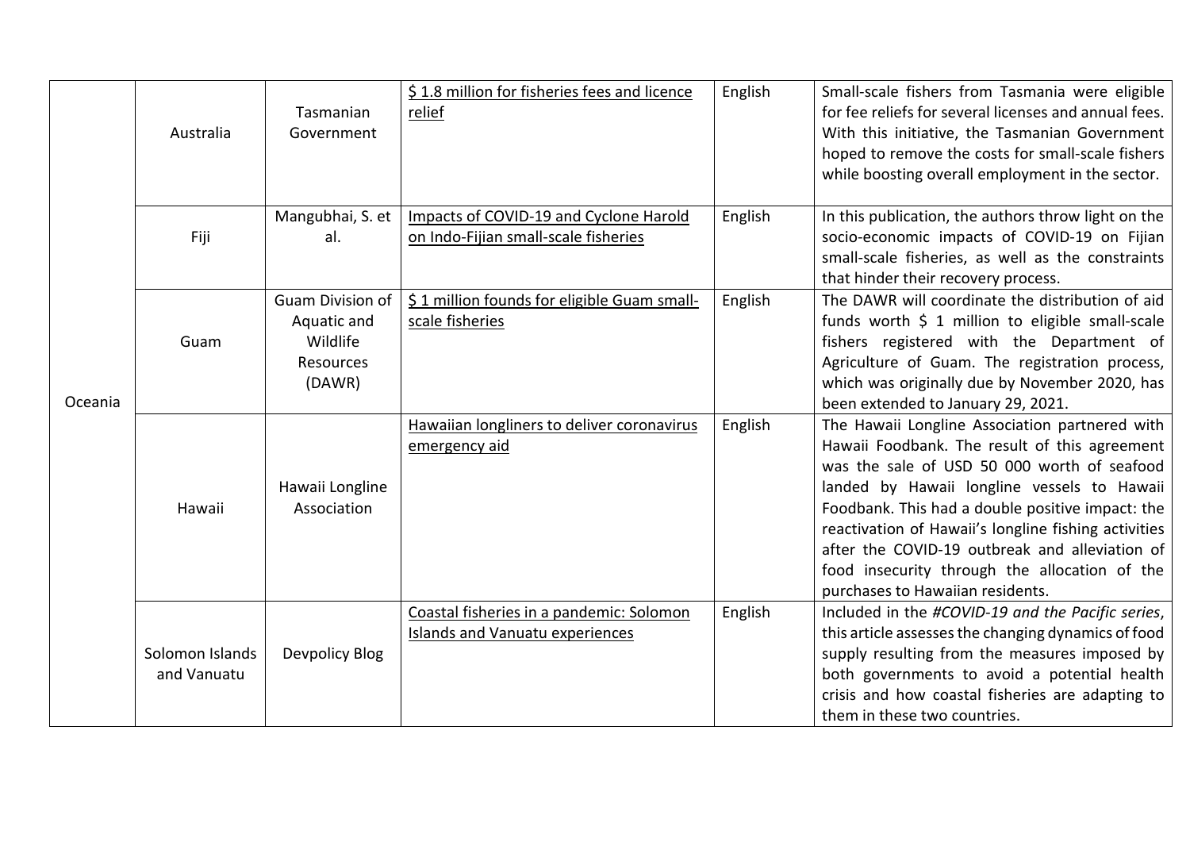| | | | | | |
|---|---|---|---|---|---|
| Oceania | Australia | Tasmanian Government | $ 1.8 million for fisheries fees and licence relief | English | Small-scale fishers from Tasmania were eligible for fee reliefs for several licenses and annual fees. With this initiative, the Tasmanian Government hoped to remove the costs for small-scale fishers while boosting overall employment in the sector. |
| | Fiji | Mangubhai, S. et al. | Impacts of COVID-19 and Cyclone Harold on Indo-Fijian small-scale fisheries | English | In this publication, the authors throw light on the socio-economic impacts of COVID-19 on Fijian small-scale fisheries, as well as the constraints that hinder their recovery process. |
| | Guam | Guam Division of Aquatic and Wildlife Resources (DAWR) | $ 1 million founds for eligible Guam small-scale fisheries | English | The DAWR will coordinate the distribution of aid funds worth $ 1 million to eligible small-scale fishers registered with the Department of Agriculture of Guam. The registration process, which was originally due by November 2020, has been extended to January 29, 2021. |
| | Hawaii | Hawaii Longline Association | Hawaiian longliners to deliver coronavirus emergency aid | English | The Hawaii Longline Association partnered with Hawaii Foodbank. The result of this agreement was the sale of USD 50 000 worth of seafood landed by Hawaii longline vessels to Hawaii Foodbank. This had a double positive impact: the reactivation of Hawaii's longline fishing activities after the COVID-19 outbreak and alleviation of food insecurity through the allocation of the purchases to Hawaiian residents. |
| | Solomon Islands and Vanuatu | Devpolicy Blog | Coastal fisheries in a pandemic: Solomon Islands and Vanuatu experiences | English | Included in the *#COVID-19 and the Pacific series*, this article assesses the changing dynamics of food supply resulting from the measures imposed by both governments to avoid a potential health crisis and how coastal fisheries are adapting to them in these two countries. |